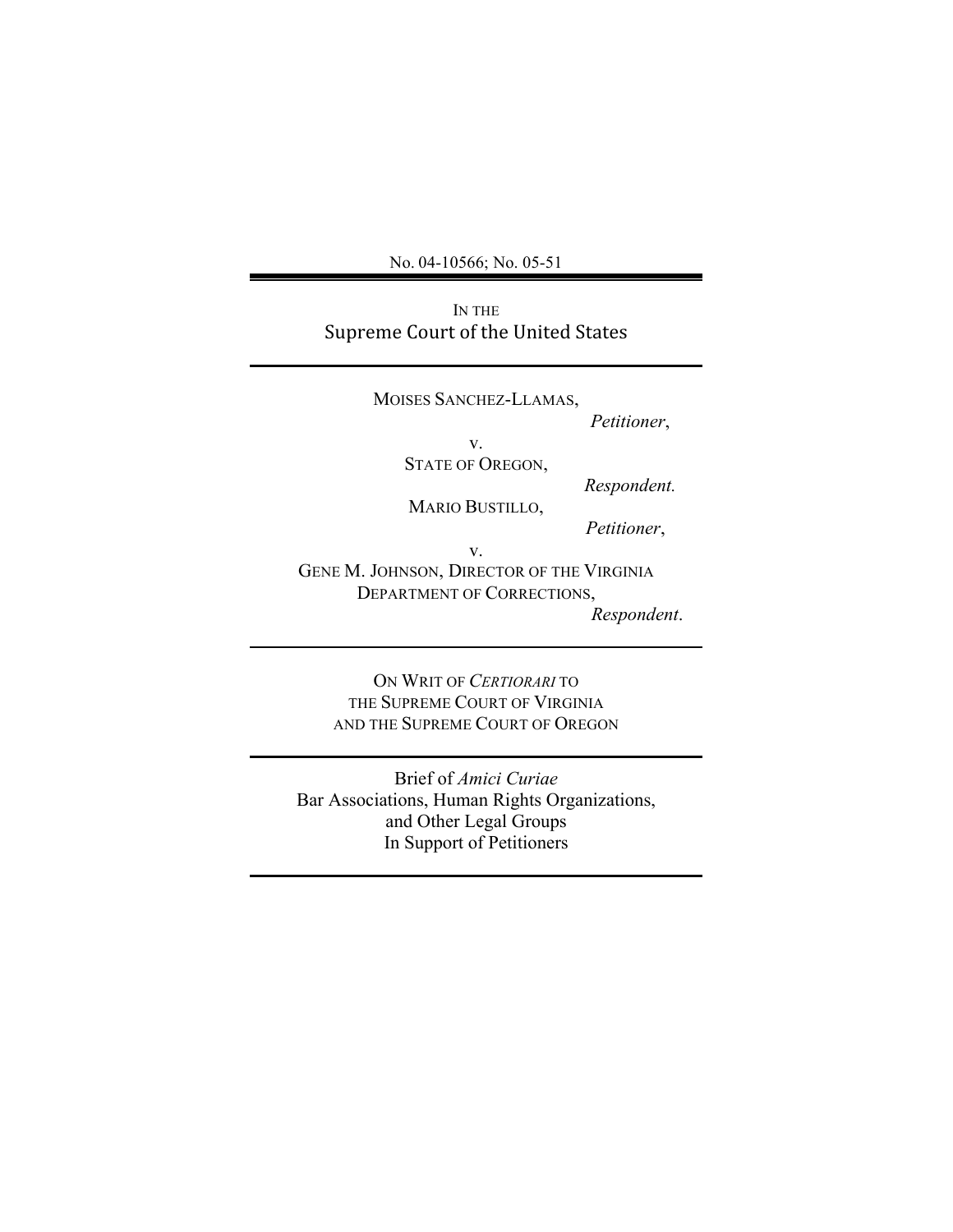No. 04-10566; No. 05-51

---

IN THE

# Supreme Court of the United States

---

MOISES SANCHEZ-LLAMAS,

*Petitioner*,

v.

STATE OF OREGON,

*Respondent.*

MARIO BUSTILLO,

*Petitioner*,

v.

GENE M. JOHNSON, DIRECTOR OF THE VIRGINIA DEPARTMENT OF CORRECTIONS,

*Respondent*.

---

ON WRIT OF *CERTIORARI* TO
THE SUPREME COURT OF VIRGINIA
AND THE SUPREME COURT OF OREGON

---

Brief of *Amici Curiae*
Bar Associations, Human Rights Organizations, and Other Legal Groups
In Support of Petitioners

---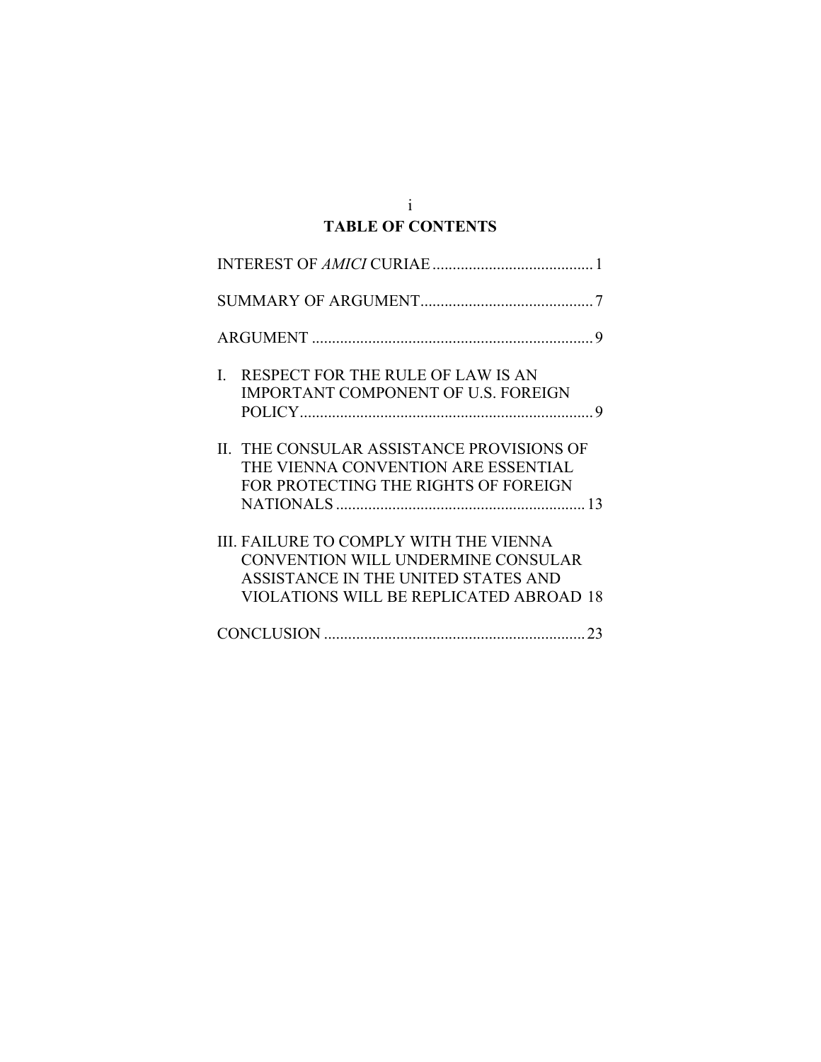# TABLE OF CONTENTS

INTEREST OF *AMICI* CURIAE .......................................... 1

SUMMARY OF ARGUMENT........................................... 7

ARGUMENT ...................................................................... 9

I. RESPECT FOR THE RULE OF LAW IS AN IMPORTANT COMPONENT OF U.S. FOREIGN POLICY.......................................................................... 9

II. THE CONSULAR ASSISTANCE PROVISIONS OF THE VIENNA CONVENTION ARE ESSENTIAL FOR PROTECTING THE RIGHTS OF FOREIGN NATIONALS .............................................................. 13

III. FAILURE TO COMPLY WITH THE VIENNA CONVENTION WILL UNDERMINE CONSULAR ASSISTANCE IN THE UNITED STATES AND VIOLATIONS WILL BE REPLICATED ABROAD 18

CONCLUSION ................................................................. 23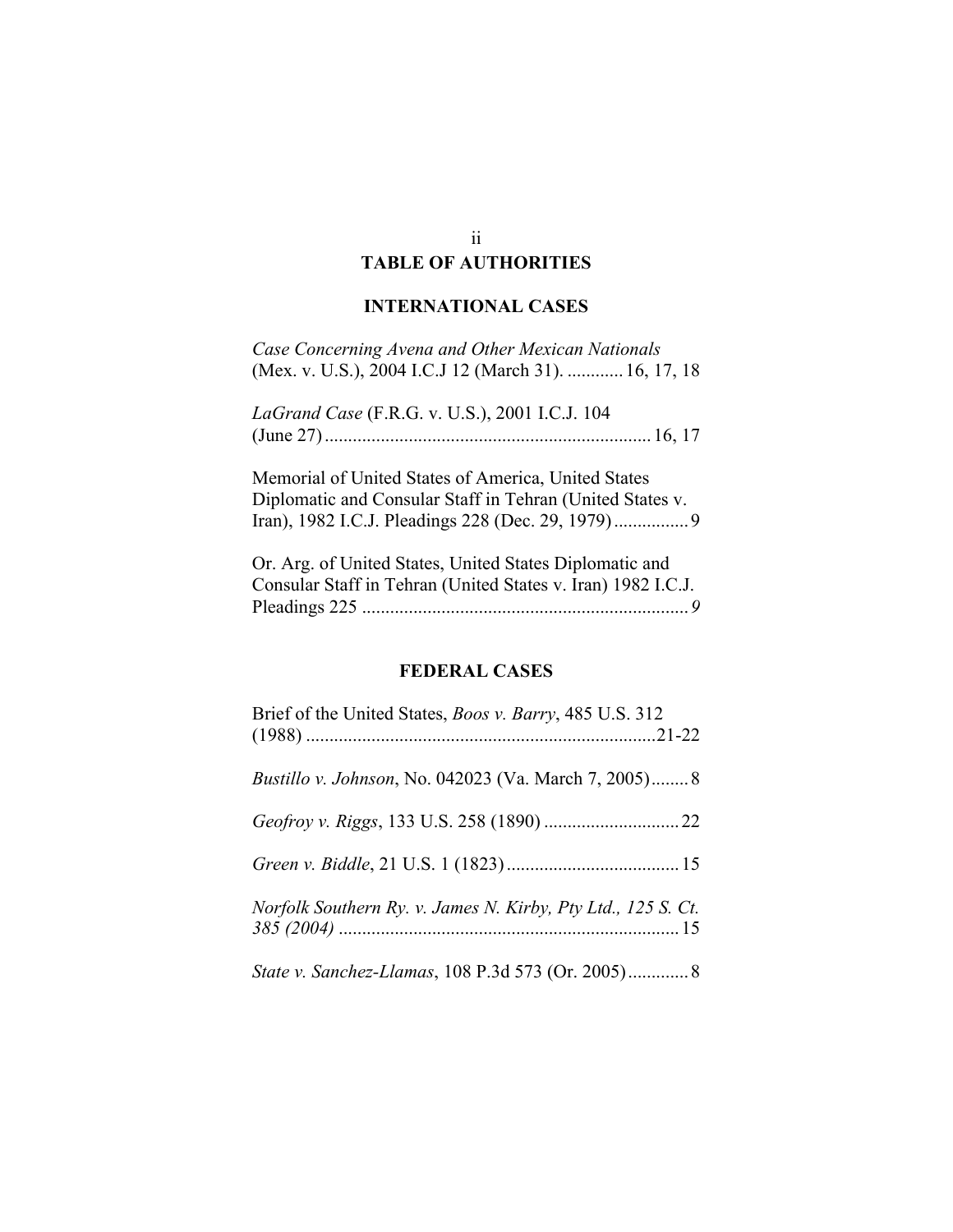# TABLE OF AUTHORITIES

## INTERNATIONAL CASES

*Case Concerning Avena and Other Mexican Nationals* (Mex. v. U.S.), 2004 I.C.J 12 (March 31). ............ 16, 17, 18

*LaGrand Case* (F.R.G. v. U.S.), 2001 I.C.J. 104 (June 27) ..................................................................... 16, 17

Memorial of United States of America, United States Diplomatic and Consular Staff in Tehran (United States v. Iran), 1982 I.C.J. Pleadings 228 (Dec. 29, 1979) ................ 9

Or. Arg. of United States, United States Diplomatic and Consular Staff in Tehran (United States v. Iran) 1982 I.C.J. Pleadings 225 ..................................................................... *9*

## FEDERAL CASES

Brief of the United States, *Boos v. Barry*, 485 U.S. 312 (1988) ..........................................................................21-22

*Bustillo v. Johnson*, No. 042023 (Va. March 7, 2005) ........ 8

*Geofroy v. Riggs*, 133 U.S. 258 (1890) ............................. 22

*Green v. Biddle*, 21 U.S. 1 (1823) ..................................... 15

*Norfolk Southern Ry. v. James N. Kirby, Pty Ltd., 125 S. Ct. 385 (2004)* ........................................................................ 15

*State v. Sanchez-Llamas*, 108 P.3d 573 (Or. 2005) ............. 8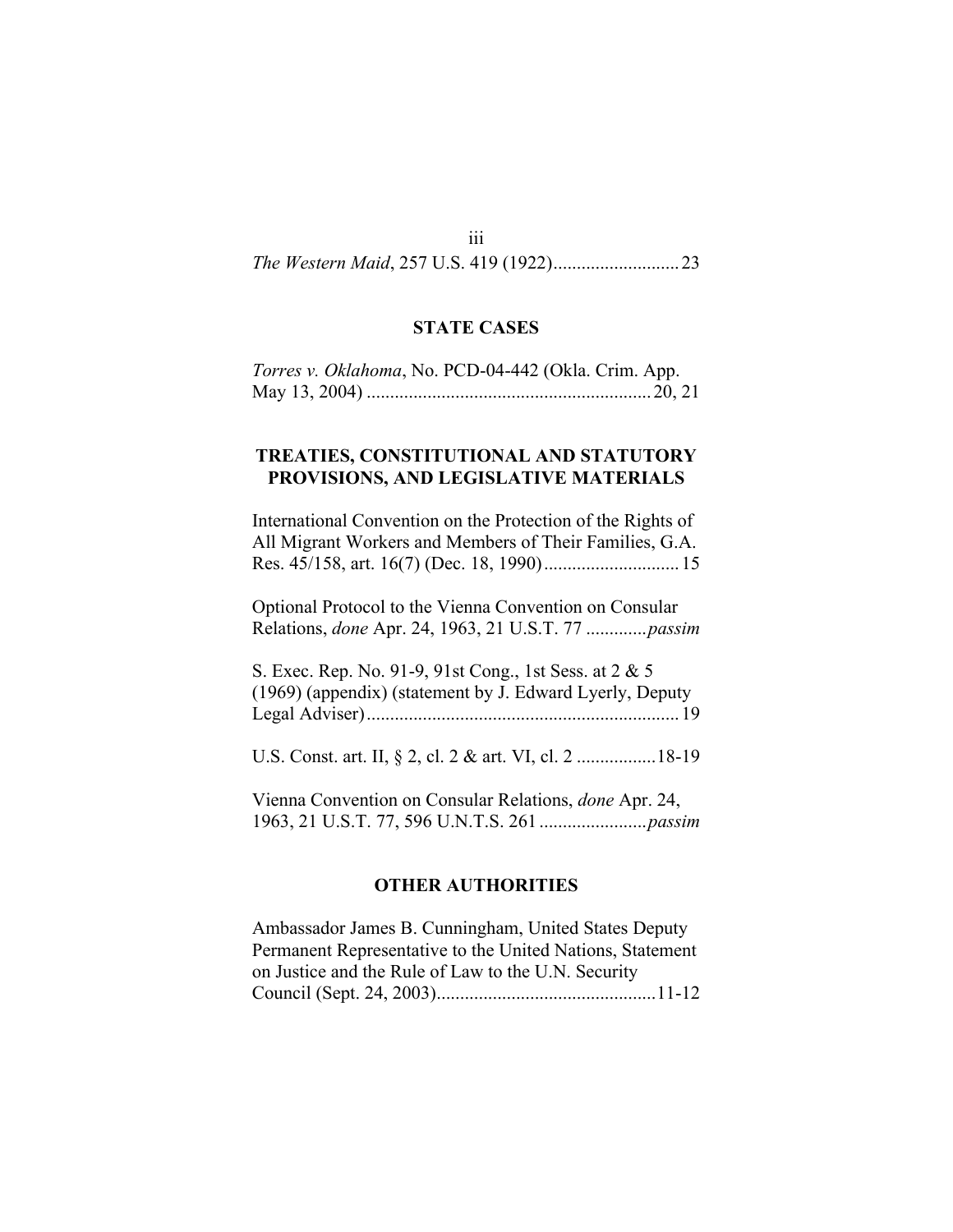*The Western Maid*, 257 U.S. 419 (1922)...........................23

### STATE CASES

*Torres v. Oklahoma*, No. PCD-04-442 (Okla. Crim. App. May 13, 2004) ............................................................20, 21

### TREATIES, CONSTITUTIONAL AND STATUTORY PROVISIONS, AND LEGISLATIVE MATERIALS

International Convention on the Protection of the Rights of All Migrant Workers and Members of Their Families, G.A. Res. 45/158, art. 16(7) (Dec. 18, 1990)............................15

Optional Protocol to the Vienna Convention on Consular Relations, *done* Apr. 24, 1963, 21 U.S.T. 77 ............*passim*

S. Exec. Rep. No. 91-9, 91st Cong., 1st Sess. at 2 & 5 (1969) (appendix) (statement by J. Edward Lyerly, Deputy Legal Adviser)..................................................................19

U.S. Const. art. II, § 2, cl. 2 & art. VI, cl. 2 ................18-19

Vienna Convention on Consular Relations, *done* Apr. 24, 1963, 21 U.S.T. 77, 596 U.N.T.S. 261 .......................*passim*

### OTHER AUTHORITIES

Ambassador James B. Cunningham, United States Deputy Permanent Representative to the United Nations, Statement on Justice and the Rule of Law to the U.N. Security Council (Sept. 24, 2003)..............................................11-12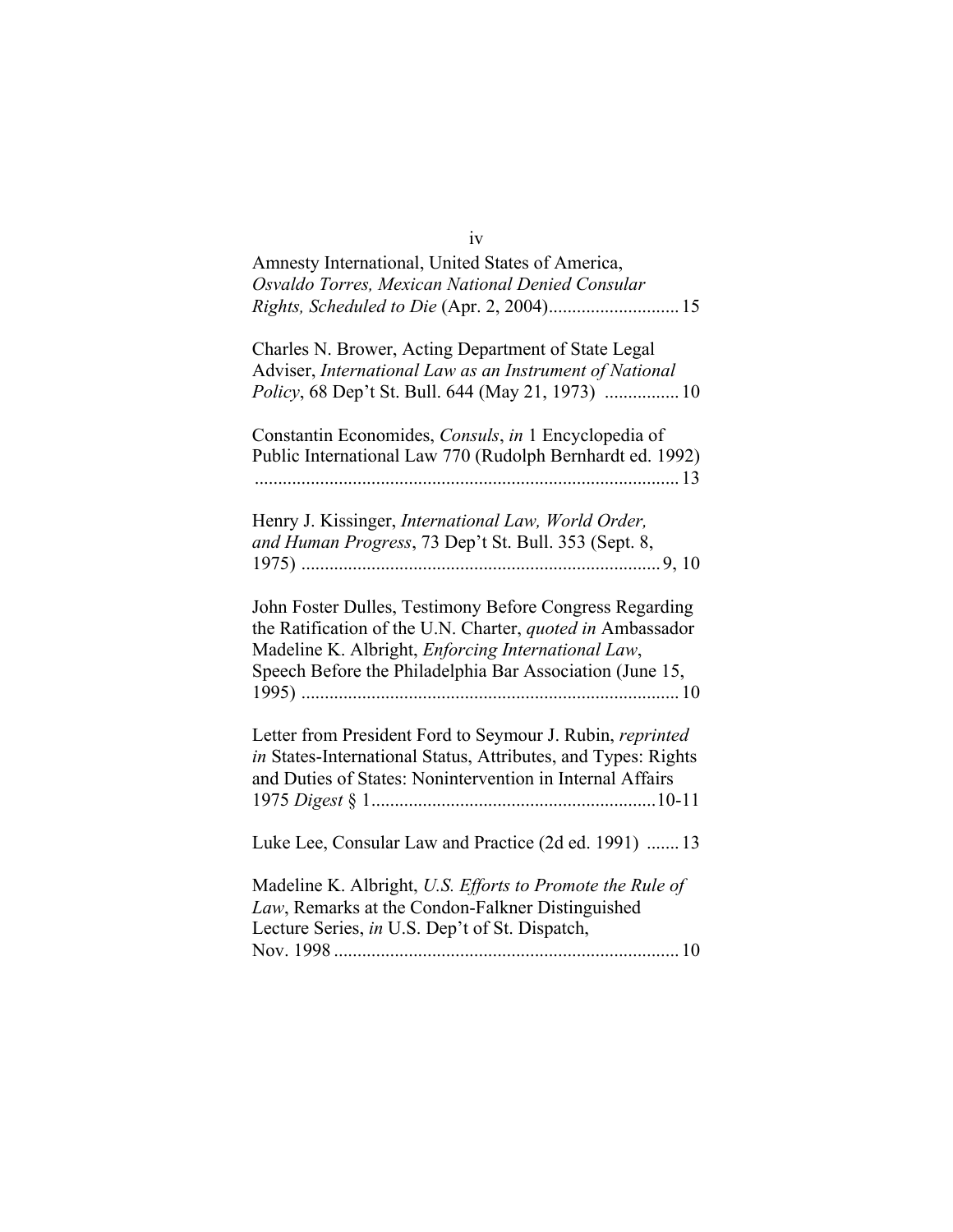Amnesty International, United States of America, *Osvaldo Torres, Mexican National Denied Consular Rights, Scheduled to Die* (Apr. 2, 2004)............................ 15

Charles N. Brower, Acting Department of State Legal Adviser, *International Law as an Instrument of National Policy*, 68 Dep't St. Bull. 644 (May 21, 1973) ................ 10

Constantin Economides, *Consuls*, *in* 1 Encyclopedia of Public International Law 770 (Rudolph Bernhardt ed. 1992) ........................................................................................ 13

Henry J. Kissinger, *International Law, World Order, and Human Progress*, 73 Dep't St. Bull. 353 (Sept. 8, 1975) ............................................................................ 9, 10

John Foster Dulles, Testimony Before Congress Regarding the Ratification of the U.N. Charter, *quoted in* Ambassador Madeline K. Albright, *Enforcing International Law*, Speech Before the Philadelphia Bar Association (June 15, 1995) ................................................................................ 10

Letter from President Ford to Seymour J. Rubin, *reprinted in* States-International Status, Attributes, and Types: Rights and Duties of States: Nonintervention in Internal Affairs 1975 *Digest* § 1.............................................................10-11

Luke Lee, Consular Law and Practice (2d ed. 1991) ....... 13

Madeline K. Albright, *U.S. Efforts to Promote the Rule of Law*, Remarks at the Condon-Falkner Distinguished Lecture Series, *in* U.S. Dep't of St. Dispatch, Nov. 1998 .......................................................................... 10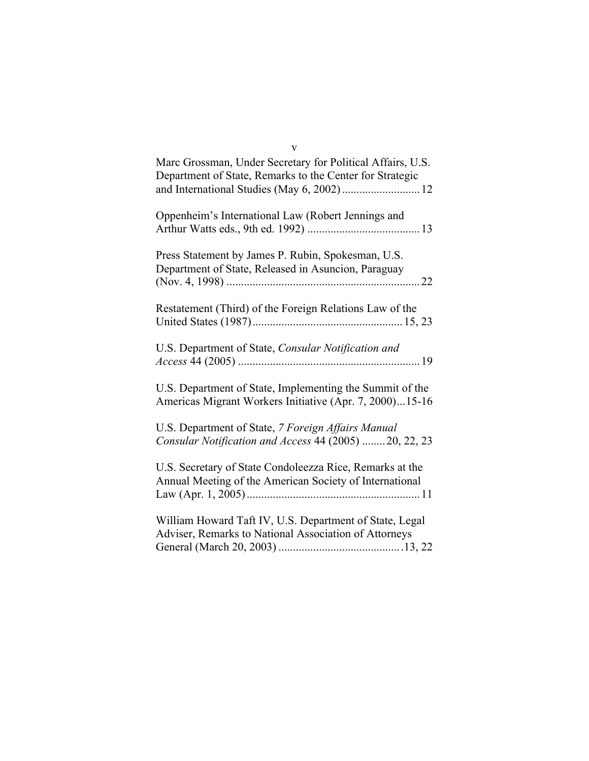Marc Grossman, Under Secretary for Political Affairs, U.S. Department of State, Remarks to the Center for Strategic and International Studies (May 6, 2002) ........................... 12

Oppenheim's International Law (Robert Jennings and Arthur Watts eds., 9th ed. 1992) ....................................... 13

Press Statement by James P. Rubin, Spokesman, U.S. Department of State, Released in Asuncion, Paraguay (Nov. 4, 1998) ................................................................... 22

Restatement (Third) of the Foreign Relations Law of the United States (1987) .................................................... 15, 23

U.S. Department of State, *Consular Notification and Access* 44 (2005) ............................................................... 19

U.S. Department of State, Implementing the Summit of the Americas Migrant Workers Initiative (Apr. 7, 2000)...15-16

U.S. Department of State, *7 Foreign Affairs Manual Consular Notification and Access* 44 (2005) ........ 20, 22, 23

U.S. Secretary of State Condoleezza Rice, Remarks at the Annual Meeting of the American Society of International Law (Apr. 1, 2005) ............................................................ 11

William Howard Taft IV, U.S. Department of State, Legal Adviser, Remarks to National Association of Attorneys General (March 20, 2003) .......................................... .13, 22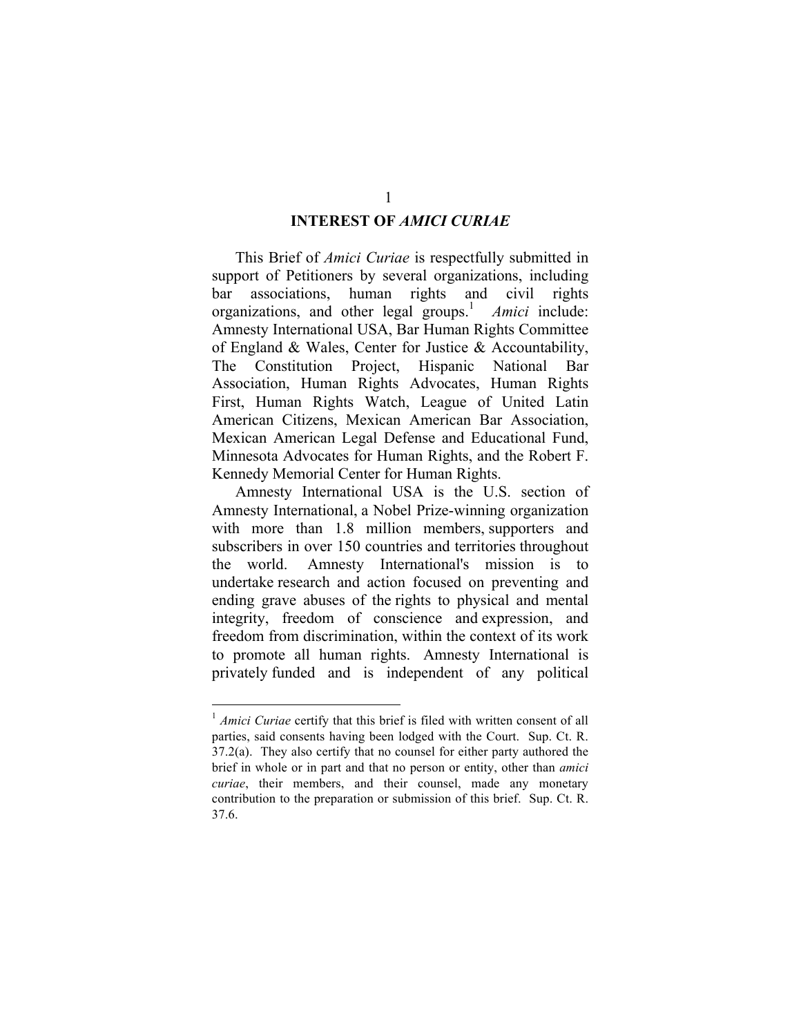## INTEREST OF *AMICI CURIAE*

This Brief of *Amici Curiae* is respectfully submitted in support of Petitioners by several organizations, including bar associations, human rights and civil rights organizations, and other legal groups.[1] *Amici* include: Amnesty International USA, Bar Human Rights Committee of England & Wales, Center for Justice & Accountability, The Constitution Project, Hispanic National Bar Association, Human Rights Advocates, Human Rights First, Human Rights Watch, League of United Latin American Citizens, Mexican American Bar Association, Mexican American Legal Defense and Educational Fund, Minnesota Advocates for Human Rights, and the Robert F. Kennedy Memorial Center for Human Rights.

Amnesty International USA is the U.S. section of Amnesty International, a Nobel Prize-winning organization with more than 1.8 million members, supporters and subscribers in over 150 countries and territories throughout the world. Amnesty International's mission is to undertake research and action focused on preventing and ending grave abuses of the rights to physical and mental integrity, freedom of conscience and expression, and freedom from discrimination, within the context of its work to promote all human rights. Amnesty International is privately funded and is independent of any political

---

[1] *Amici Curiae* certify that this brief is filed with written consent of all parties, said consents having been lodged with the Court. Sup. Ct. R. 37.2(a). They also certify that no counsel for either party authored the brief in whole or in part and that no person or entity, other than *amici curiae*, their members, and their counsel, made any monetary contribution to the preparation or submission of this brief. Sup. Ct. R. 37.6.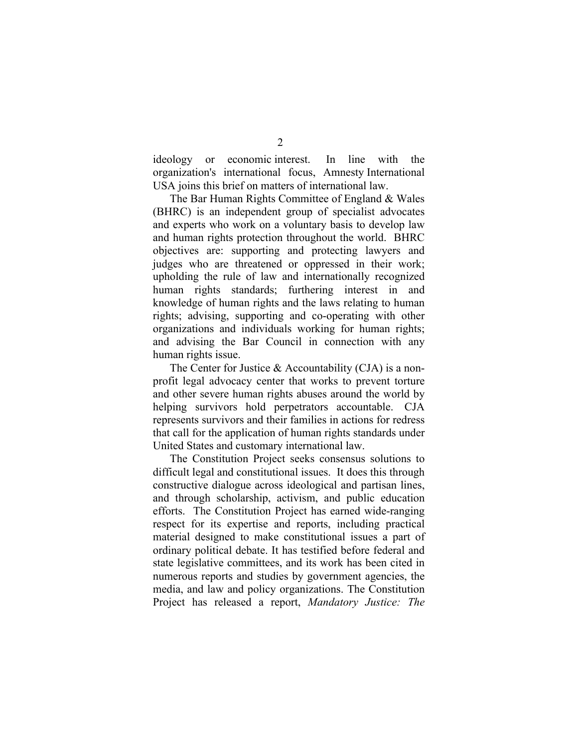ideology or economic interest. In line with the organization's international focus, Amnesty International USA joins this brief on matters of international law.

The Bar Human Rights Committee of England & Wales (BHRC) is an independent group of specialist advocates and experts who work on a voluntary basis to develop law and human rights protection throughout the world. BHRC objectives are: supporting and protecting lawyers and judges who are threatened or oppressed in their work; upholding the rule of law and internationally recognized human rights standards; furthering interest in and knowledge of human rights and the laws relating to human rights; advising, supporting and co-operating with other organizations and individuals working for human rights; and advising the Bar Council in connection with any human rights issue.

The Center for Justice & Accountability (CJA) is a non-profit legal advocacy center that works to prevent torture and other severe human rights abuses around the world by helping survivors hold perpetrators accountable. CJA represents survivors and their families in actions for redress that call for the application of human rights standards under United States and customary international law.

The Constitution Project seeks consensus solutions to difficult legal and constitutional issues. It does this through constructive dialogue across ideological and partisan lines, and through scholarship, activism, and public education efforts. The Constitution Project has earned wide-ranging respect for its expertise and reports, including practical material designed to make constitutional issues a part of ordinary political debate. It has testified before federal and state legislative committees, and its work has been cited in numerous reports and studies by government agencies, the media, and law and policy organizations. The Constitution Project has released a report, *Mandatory Justice: The*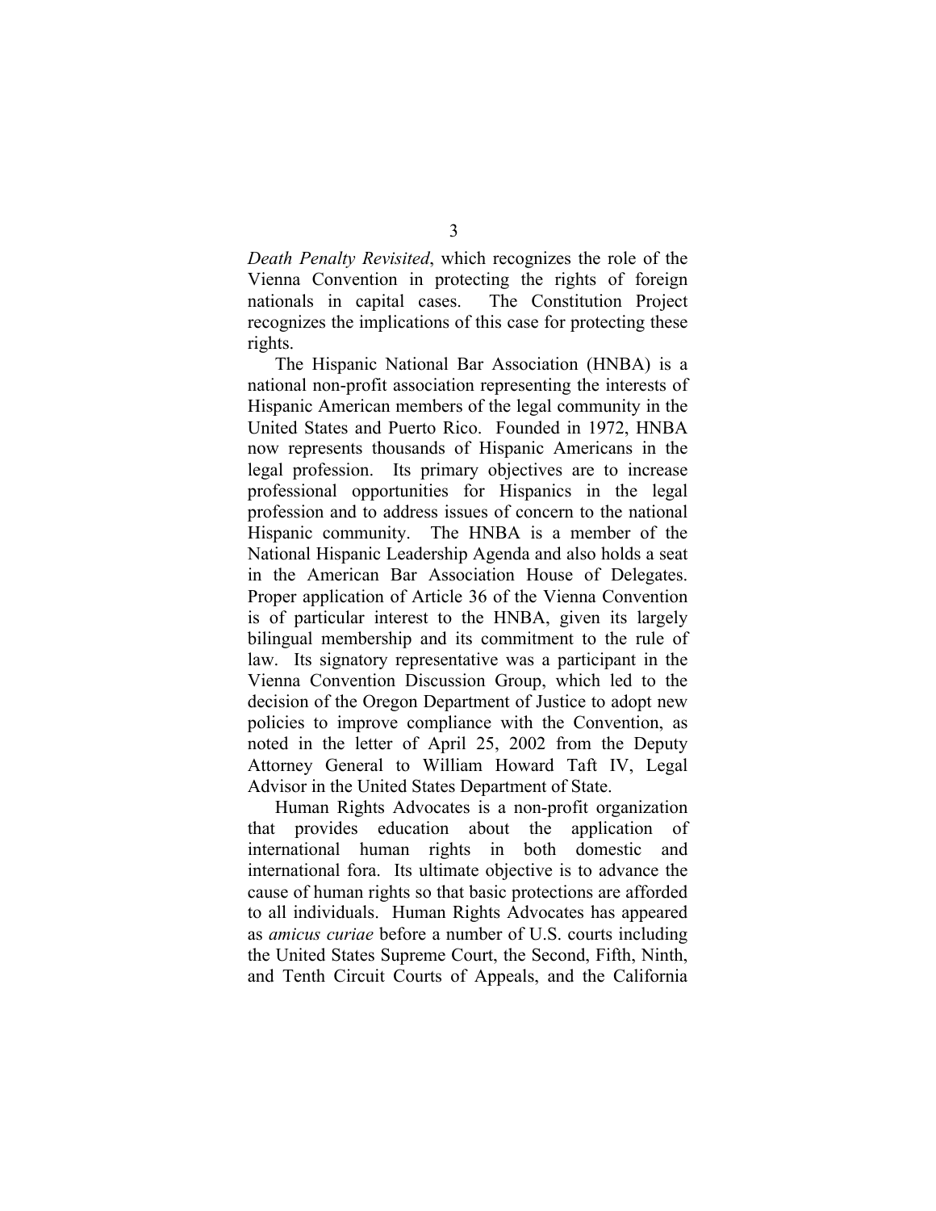*Death Penalty Revisited*, which recognizes the role of the Vienna Convention in protecting the rights of foreign nationals in capital cases. The Constitution Project recognizes the implications of this case for protecting these rights.

The Hispanic National Bar Association (HNBA) is a national non-profit association representing the interests of Hispanic American members of the legal community in the United States and Puerto Rico. Founded in 1972, HNBA now represents thousands of Hispanic Americans in the legal profession. Its primary objectives are to increase professional opportunities for Hispanics in the legal profession and to address issues of concern to the national Hispanic community. The HNBA is a member of the National Hispanic Leadership Agenda and also holds a seat in the American Bar Association House of Delegates. Proper application of Article 36 of the Vienna Convention is of particular interest to the HNBA, given its largely bilingual membership and its commitment to the rule of law. Its signatory representative was a participant in the Vienna Convention Discussion Group, which led to the decision of the Oregon Department of Justice to adopt new policies to improve compliance with the Convention, as noted in the letter of April 25, 2002 from the Deputy Attorney General to William Howard Taft IV, Legal Advisor in the United States Department of State.

Human Rights Advocates is a non-profit organization that provides education about the application of international human rights in both domestic and international fora. Its ultimate objective is to advance the cause of human rights so that basic protections are afforded to all individuals. Human Rights Advocates has appeared as *amicus curiae* before a number of U.S. courts including the United States Supreme Court, the Second, Fifth, Ninth, and Tenth Circuit Courts of Appeals, and the California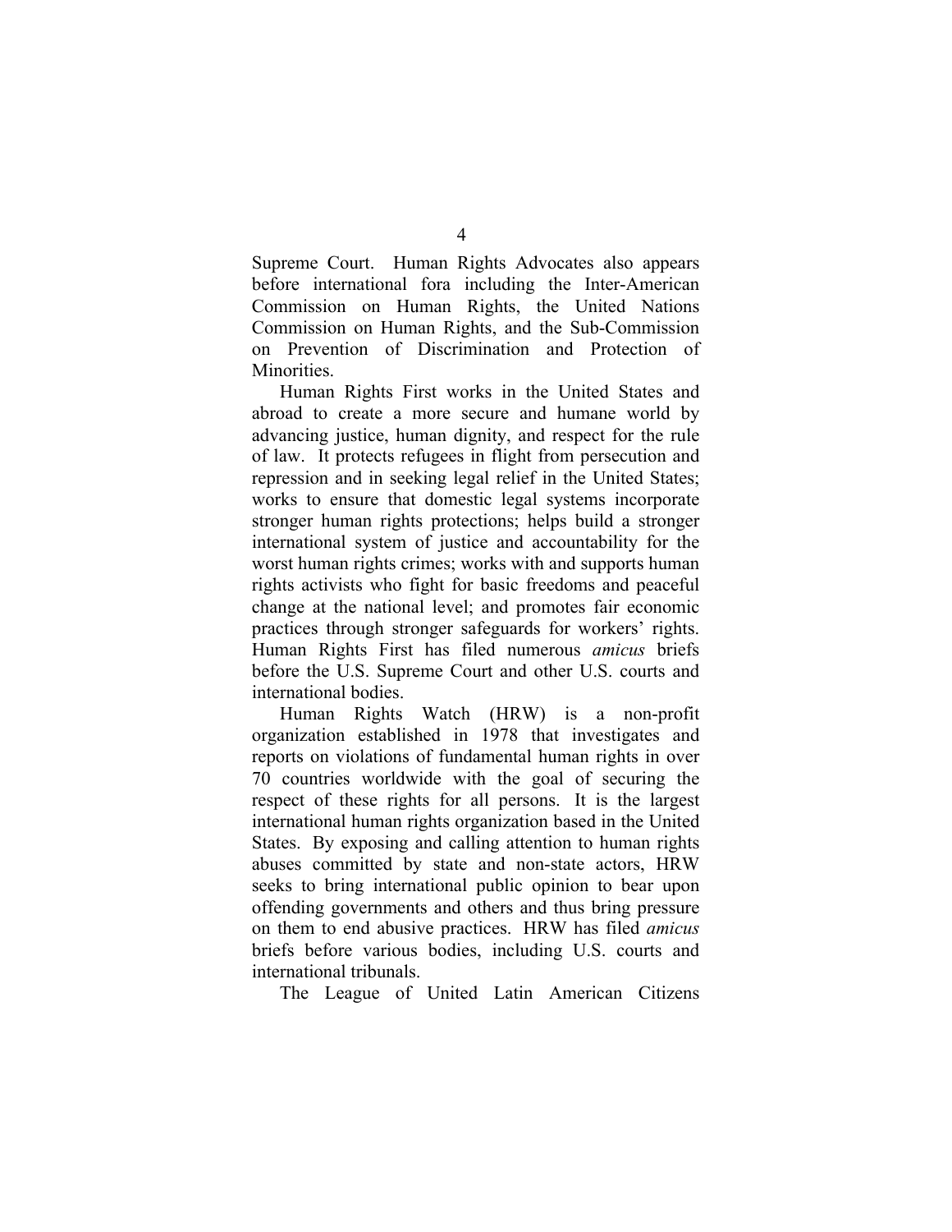Supreme Court. Human Rights Advocates also appears before international fora including the Inter-American Commission on Human Rights, the United Nations Commission on Human Rights, and the Sub-Commission on Prevention of Discrimination and Protection of Minorities.

Human Rights First works in the United States and abroad to create a more secure and humane world by advancing justice, human dignity, and respect for the rule of law. It protects refugees in flight from persecution and repression and in seeking legal relief in the United States; works to ensure that domestic legal systems incorporate stronger human rights protections; helps build a stronger international system of justice and accountability for the worst human rights crimes; works with and supports human rights activists who fight for basic freedoms and peaceful change at the national level; and promotes fair economic practices through stronger safeguards for workers' rights. Human Rights First has filed numerous *amicus* briefs before the U.S. Supreme Court and other U.S. courts and international bodies.

Human Rights Watch (HRW) is a non-profit organization established in 1978 that investigates and reports on violations of fundamental human rights in over 70 countries worldwide with the goal of securing the respect of these rights for all persons. It is the largest international human rights organization based in the United States. By exposing and calling attention to human rights abuses committed by state and non-state actors, HRW seeks to bring international public opinion to bear upon offending governments and others and thus bring pressure on them to end abusive practices. HRW has filed *amicus* briefs before various bodies, including U.S. courts and international tribunals.

The League of United Latin American Citizens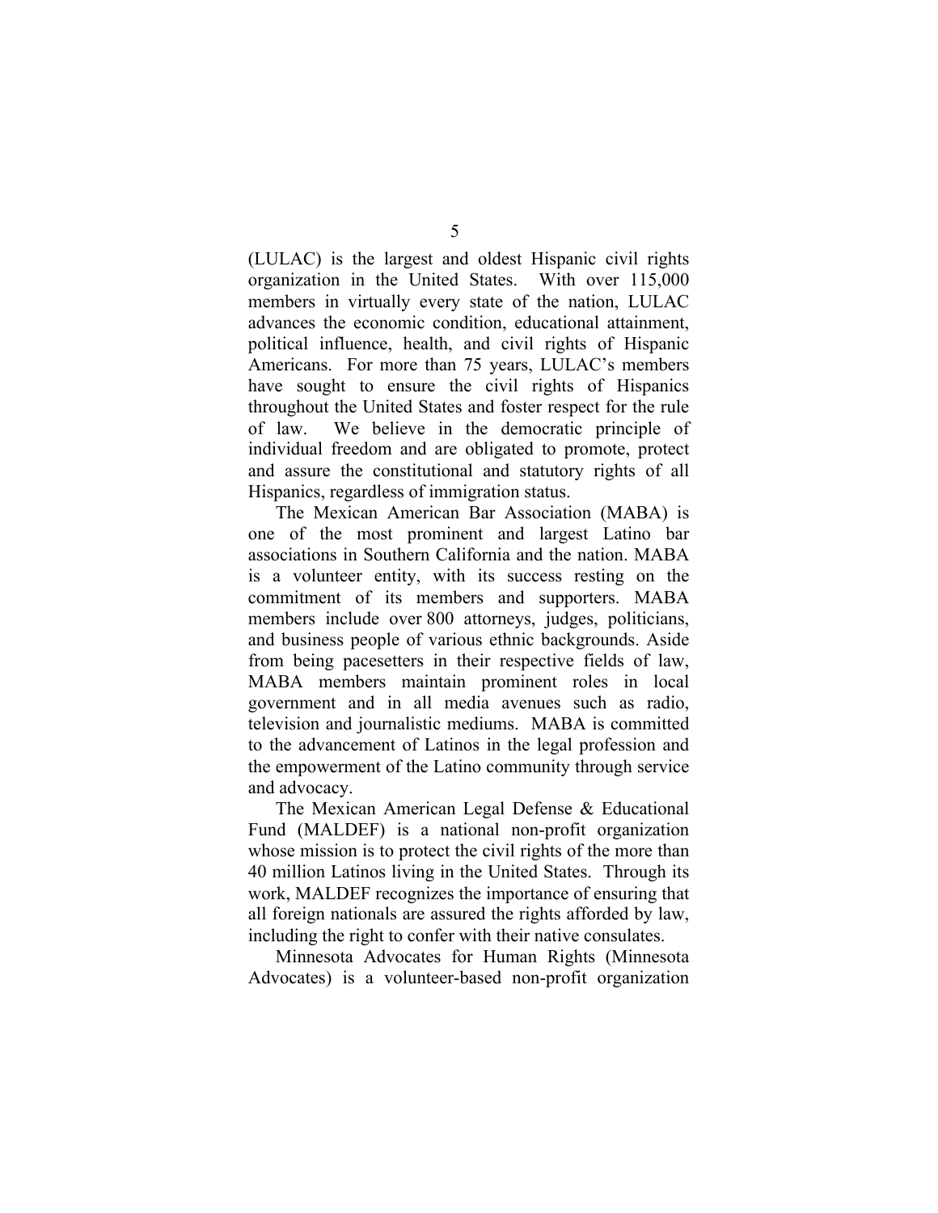(LULAC) is the largest and oldest Hispanic civil rights organization in the United States. With over 115,000 members in virtually every state of the nation, LULAC advances the economic condition, educational attainment, political influence, health, and civil rights of Hispanic Americans. For more than 75 years, LULAC's members have sought to ensure the civil rights of Hispanics throughout the United States and foster respect for the rule of law. We believe in the democratic principle of individual freedom and are obligated to promote, protect and assure the constitutional and statutory rights of all Hispanics, regardless of immigration status.

The Mexican American Bar Association (MABA) is one of the most prominent and largest Latino bar associations in Southern California and the nation. MABA is a volunteer entity, with its success resting on the commitment of its members and supporters. MABA members include over 800 attorneys, judges, politicians, and business people of various ethnic backgrounds. Aside from being pacesetters in their respective fields of law, MABA members maintain prominent roles in local government and in all media avenues such as radio, television and journalistic mediums. MABA is committed to the advancement of Latinos in the legal profession and the empowerment of the Latino community through service and advocacy.

The Mexican American Legal Defense & Educational Fund (MALDEF) is a national non-profit organization whose mission is to protect the civil rights of the more than 40 million Latinos living in the United States. Through its work, MALDEF recognizes the importance of ensuring that all foreign nationals are assured the rights afforded by law, including the right to confer with their native consulates.

Minnesota Advocates for Human Rights (Minnesota Advocates) is a volunteer-based non-profit organization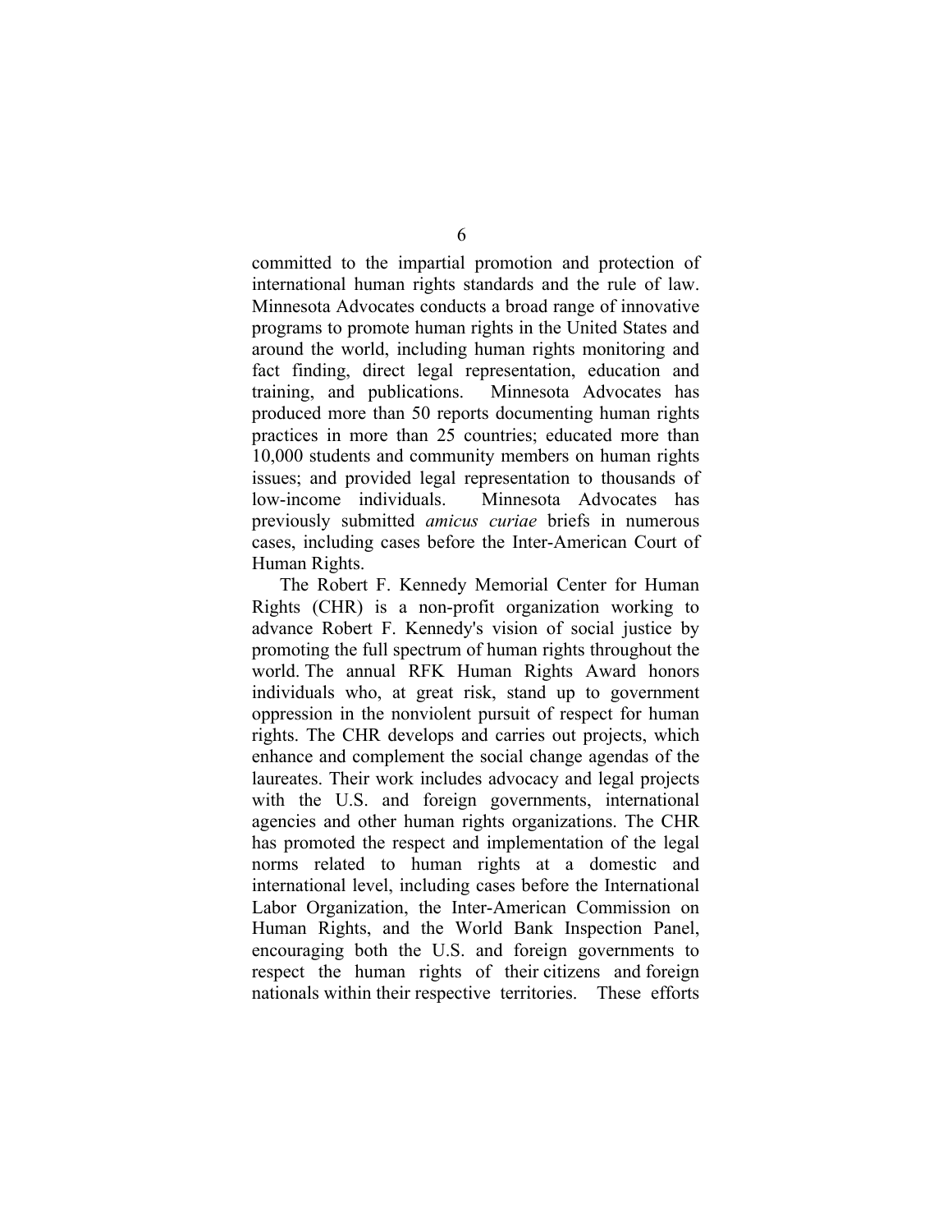committed to the impartial promotion and protection of international human rights standards and the rule of law. Minnesota Advocates conducts a broad range of innovative programs to promote human rights in the United States and around the world, including human rights monitoring and fact finding, direct legal representation, education and training, and publications. Minnesota Advocates has produced more than 50 reports documenting human rights practices in more than 25 countries; educated more than 10,000 students and community members on human rights issues; and provided legal representation to thousands of low-income individuals. Minnesota Advocates has previously submitted *amicus curiae* briefs in numerous cases, including cases before the Inter-American Court of Human Rights.

The Robert F. Kennedy Memorial Center for Human Rights (CHR) is a non-profit organization working to advance Robert F. Kennedy's vision of social justice by promoting the full spectrum of human rights throughout the world. The annual RFK Human Rights Award honors individuals who, at great risk, stand up to government oppression in the nonviolent pursuit of respect for human rights. The CHR develops and carries out projects, which enhance and complement the social change agendas of the laureates. Their work includes advocacy and legal projects with the U.S. and foreign governments, international agencies and other human rights organizations. The CHR has promoted the respect and implementation of the legal norms related to human rights at a domestic and international level, including cases before the International Labor Organization, the Inter-American Commission on Human Rights, and the World Bank Inspection Panel, encouraging both the U.S. and foreign governments to respect the human rights of their citizens and foreign nationals within their respective territories. These efforts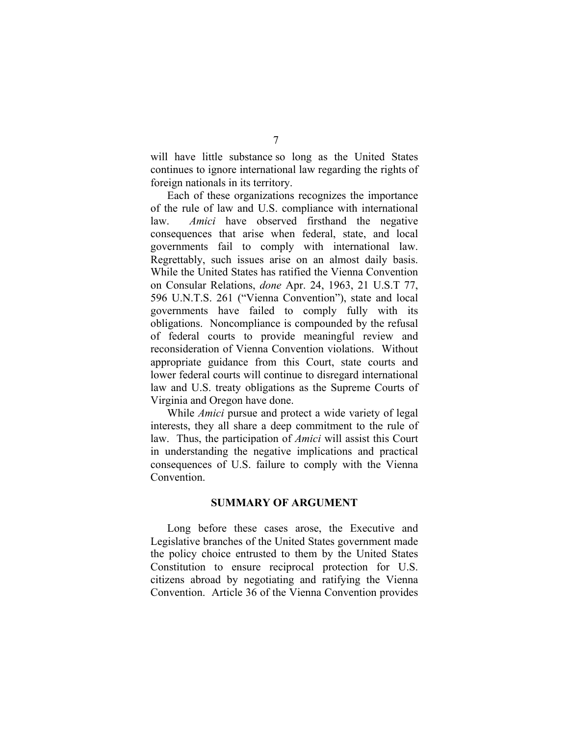will have little substance so long as the United States continues to ignore international law regarding the rights of foreign nationals in its territory.

Each of these organizations recognizes the importance of the rule of law and U.S. compliance with international law. *Amici* have observed firsthand the negative consequences that arise when federal, state, and local governments fail to comply with international law. Regrettably, such issues arise on an almost daily basis. While the United States has ratified the Vienna Convention on Consular Relations, *done* Apr. 24, 1963, 21 U.S.T 77, 596 U.N.T.S. 261 ("Vienna Convention"), state and local governments have failed to comply fully with its obligations. Noncompliance is compounded by the refusal of federal courts to provide meaningful review and reconsideration of Vienna Convention violations. Without appropriate guidance from this Court, state courts and lower federal courts will continue to disregard international law and U.S. treaty obligations as the Supreme Courts of Virginia and Oregon have done.

While *Amici* pursue and protect a wide variety of legal interests, they all share a deep commitment to the rule of law. Thus, the participation of *Amici* will assist this Court in understanding the negative implications and practical consequences of U.S. failure to comply with the Vienna Convention.

## SUMMARY OF ARGUMENT

Long before these cases arose, the Executive and Legislative branches of the United States government made the policy choice entrusted to them by the United States Constitution to ensure reciprocal protection for U.S. citizens abroad by negotiating and ratifying the Vienna Convention. Article 36 of the Vienna Convention provides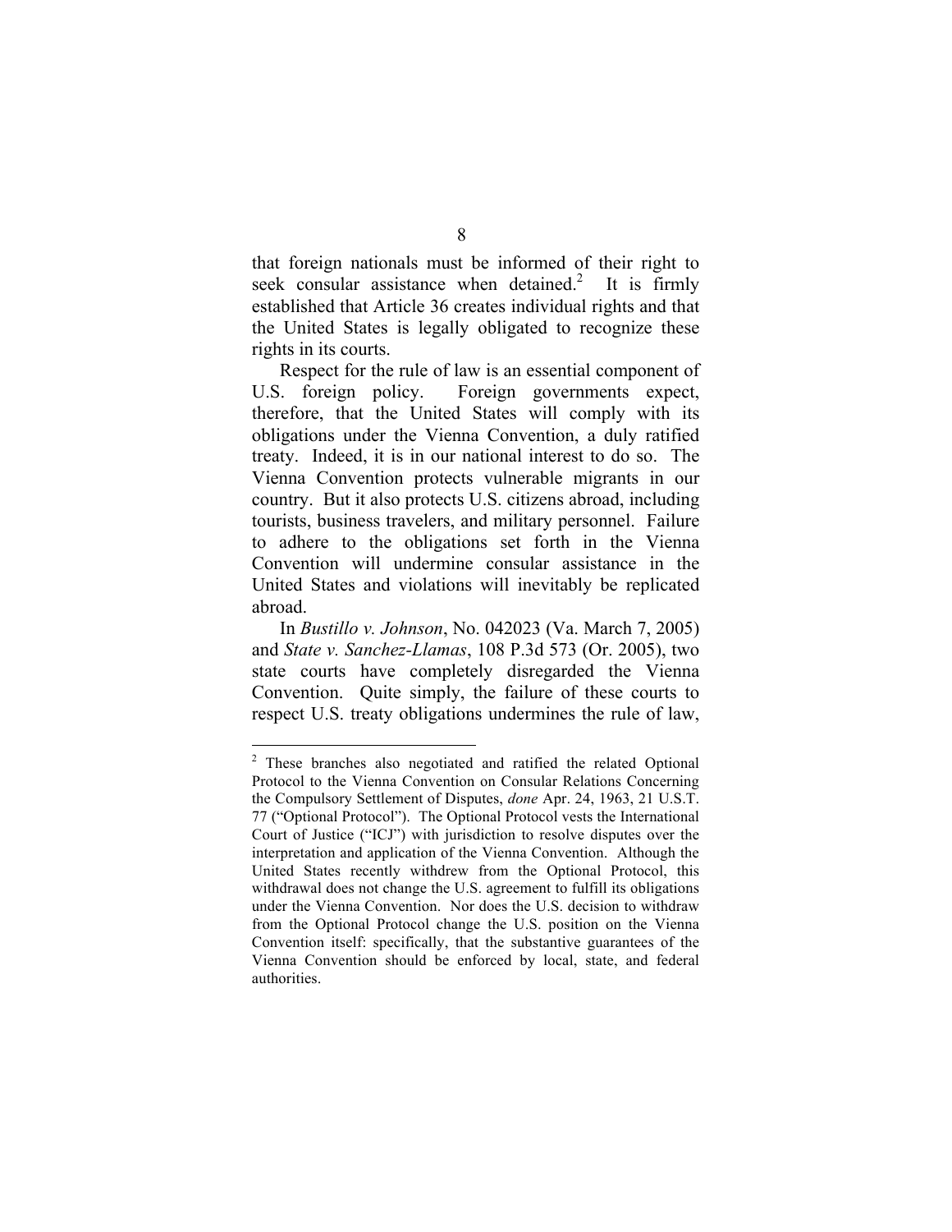that foreign nationals must be informed of their right to seek consular assistance when detained.[2] It is firmly established that Article 36 creates individual rights and that the United States is legally obligated to recognize these rights in its courts.

Respect for the rule of law is an essential component of U.S. foreign policy. Foreign governments expect, therefore, that the United States will comply with its obligations under the Vienna Convention, a duly ratified treaty. Indeed, it is in our national interest to do so. The Vienna Convention protects vulnerable migrants in our country. But it also protects U.S. citizens abroad, including tourists, business travelers, and military personnel. Failure to adhere to the obligations set forth in the Vienna Convention will undermine consular assistance in the United States and violations will inevitably be replicated abroad.

In *Bustillo v. Johnson*, No. 042023 (Va. March 7, 2005) and *State v. Sanchez-Llamas*, 108 P.3d 573 (Or. 2005), two state courts have completely disregarded the Vienna Convention. Quite simply, the failure of these courts to respect U.S. treaty obligations undermines the rule of law,

---

[2] These branches also negotiated and ratified the related Optional Protocol to the Vienna Convention on Consular Relations Concerning the Compulsory Settlement of Disputes, *done* Apr. 24, 1963, 21 U.S.T. 77 ("Optional Protocol"). The Optional Protocol vests the International Court of Justice ("ICJ") with jurisdiction to resolve disputes over the interpretation and application of the Vienna Convention. Although the United States recently withdrew from the Optional Protocol, this withdrawal does not change the U.S. agreement to fulfill its obligations under the Vienna Convention. Nor does the U.S. decision to withdraw from the Optional Protocol change the U.S. position on the Vienna Convention itself: specifically, that the substantive guarantees of the Vienna Convention should be enforced by local, state, and federal authorities.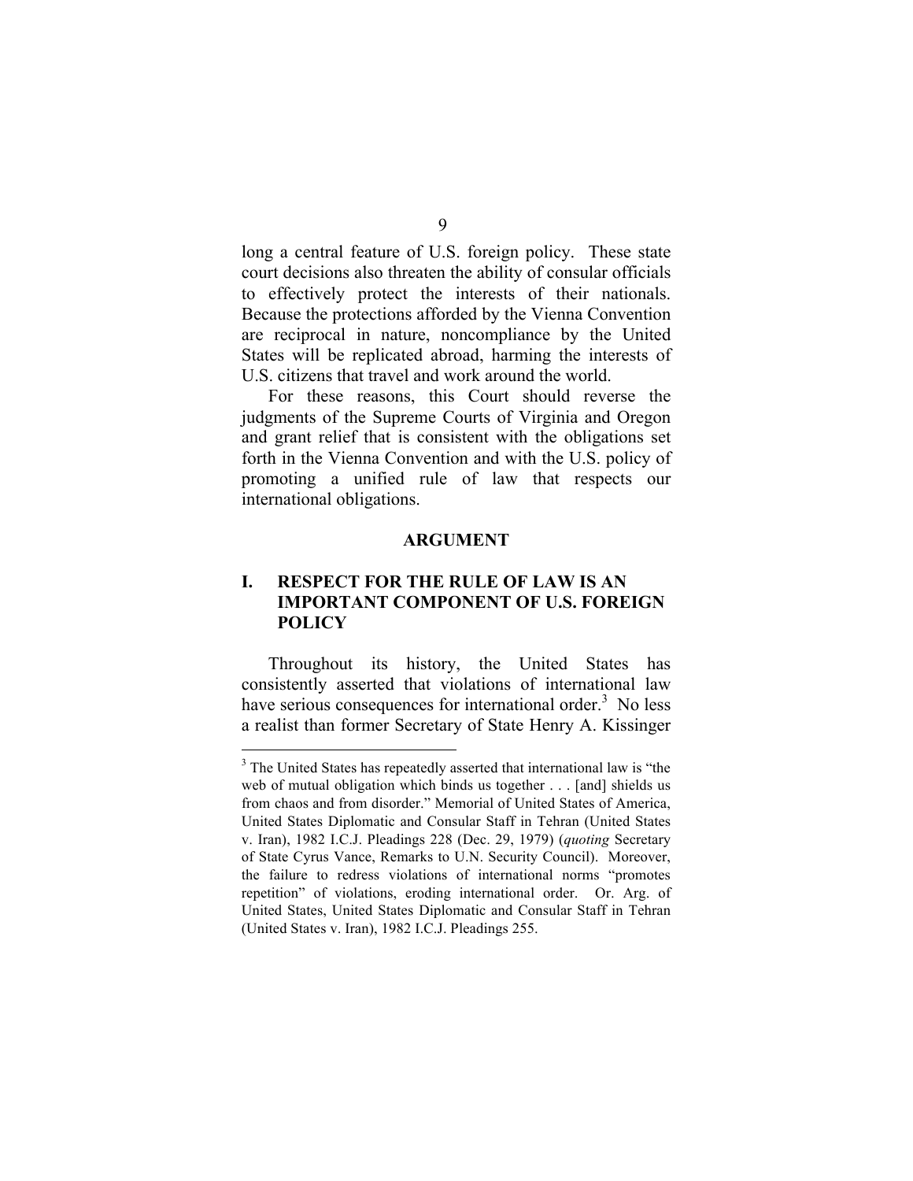long a central feature of U.S. foreign policy. These state court decisions also threaten the ability of consular officials to effectively protect the interests of their nationals. Because the protections afforded by the Vienna Convention are reciprocal in nature, noncompliance by the United States will be replicated abroad, harming the interests of U.S. citizens that travel and work around the world.

For these reasons, this Court should reverse the judgments of the Supreme Courts of Virginia and Oregon and grant relief that is consistent with the obligations set forth in the Vienna Convention and with the U.S. policy of promoting a unified rule of law that respects our international obligations.

## ARGUMENT

### I. RESPECT FOR THE RULE OF LAW IS AN IMPORTANT COMPONENT OF U.S. FOREIGN POLICY

Throughout its history, the United States has consistently asserted that violations of international law have serious consequences for international order.[3] No less a realist than former Secretary of State Henry A. Kissinger

---

[3] The United States has repeatedly asserted that international law is "the web of mutual obligation which binds us together . . . [and] shields us from chaos and from disorder." Memorial of United States of America, United States Diplomatic and Consular Staff in Tehran (United States v. Iran), 1982 I.C.J. Pleadings 228 (Dec. 29, 1979) (*quoting* Secretary of State Cyrus Vance, Remarks to U.N. Security Council). Moreover, the failure to redress violations of international norms "promotes repetition" of violations, eroding international order. Or. Arg. of United States, United States Diplomatic and Consular Staff in Tehran (United States v. Iran), 1982 I.C.J. Pleadings 255.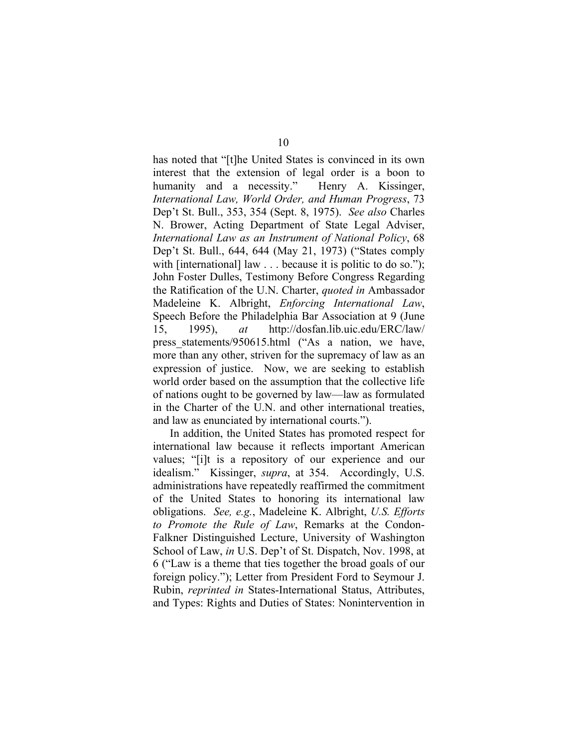has noted that "[t]he United States is convinced in its own interest that the extension of legal order is a boon to humanity and a necessity." Henry A. Kissinger, *International Law, World Order, and Human Progress*, 73 Dep't St. Bull., 353, 354 (Sept. 8, 1975). *See also* Charles N. Brower, Acting Department of State Legal Adviser, *International Law as an Instrument of National Policy*, 68 Dep't St. Bull., 644, 644 (May 21, 1973) ("States comply with [international] law . . . because it is politic to do so."); John Foster Dulles, Testimony Before Congress Regarding the Ratification of the U.N. Charter, *quoted in* Ambassador Madeleine K. Albright, *Enforcing International Law*, Speech Before the Philadelphia Bar Association at 9 (June 15, 1995), *at* http://dosfan.lib.uic.edu/ERC/law/press_statements/950615.html ("As a nation, we have, more than any other, striven for the supremacy of law as an expression of justice. Now, we are seeking to establish world order based on the assumption that the collective life of nations ought to be governed by law—law as formulated in the Charter of the U.N. and other international treaties, and law as enunciated by international courts.").

In addition, the United States has promoted respect for international law because it reflects important American values; "[i]t is a repository of our experience and our idealism." Kissinger, *supra*, at 354. Accordingly, U.S. administrations have repeatedly reaffirmed the commitment of the United States to honoring its international law obligations. *See, e.g.*, Madeleine K. Albright, *U.S. Efforts to Promote the Rule of Law*, Remarks at the Condon-Falkner Distinguished Lecture, University of Washington School of Law, *in* U.S. Dep't of St. Dispatch, Nov. 1998, at 6 ("Law is a theme that ties together the broad goals of our foreign policy."); Letter from President Ford to Seymour J. Rubin, *reprinted in* States-International Status, Attributes, and Types: Rights and Duties of States: Nonintervention in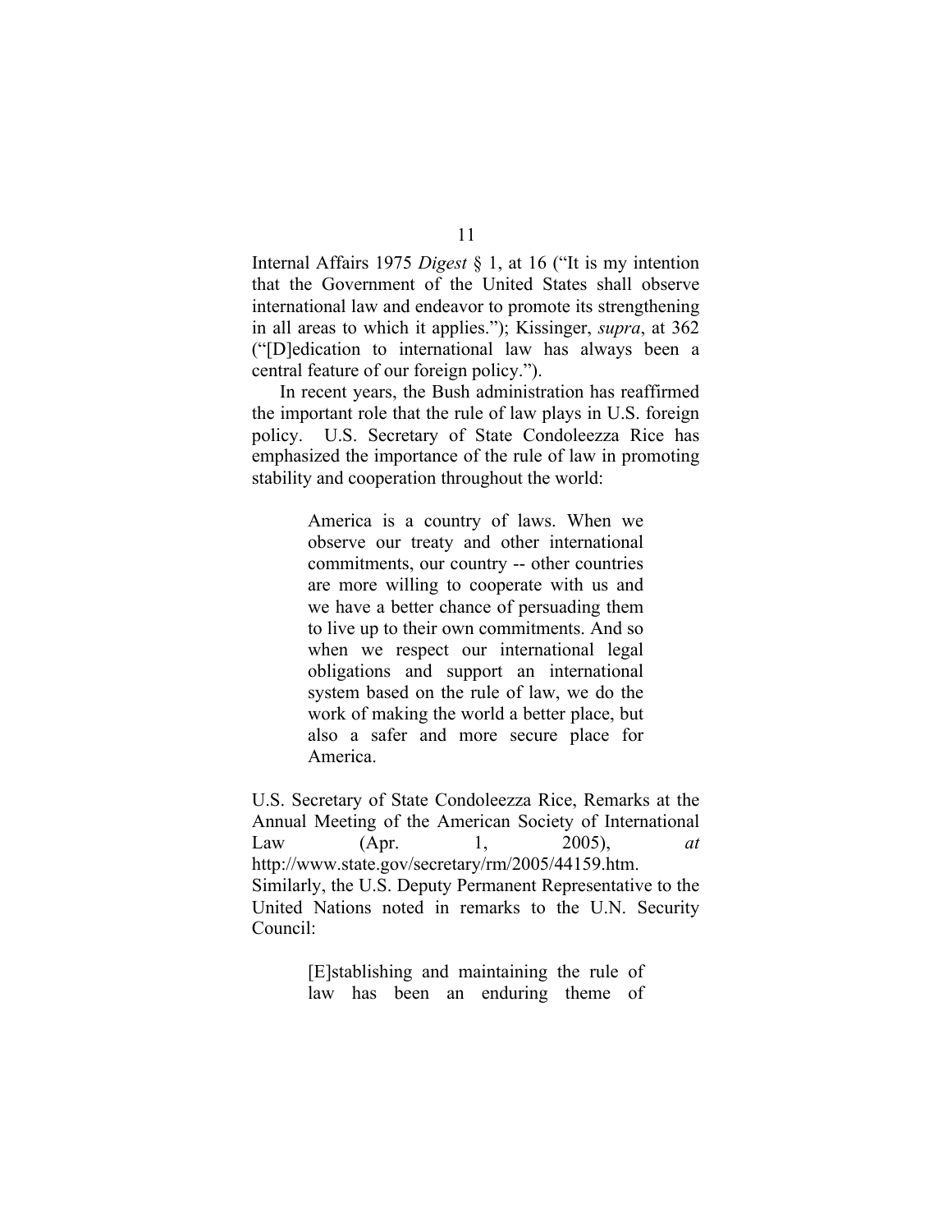Internal Affairs 1975 *Digest* § 1, at 16 ("It is my intention that the Government of the United States shall observe international law and endeavor to promote its strengthening in all areas to which it applies."); Kissinger, *supra*, at 362 ("[D]edication to international law has always been a central feature of our foreign policy.").

In recent years, the Bush administration has reaffirmed the important role that the rule of law plays in U.S. foreign policy. U.S. Secretary of State Condoleezza Rice has emphasized the importance of the rule of law in promoting stability and cooperation throughout the world:

> America is a country of laws. When we observe our treaty and other international commitments, our country -- other countries are more willing to cooperate with us and we have a better chance of persuading them to live up to their own commitments. And so when we respect our international legal obligations and support an international system based on the rule of law, we do the work of making the world a better place, but also a safer and more secure place for America.

U.S. Secretary of State Condoleezza Rice, Remarks at the Annual Meeting of the American Society of International Law (Apr. 1, 2005), *at* http://www.state.gov/secretary/rm/2005/44159.htm. Similarly, the U.S. Deputy Permanent Representative to the United Nations noted in remarks to the U.N. Security Council:

> [E]stablishing and maintaining the rule of law has been an enduring theme of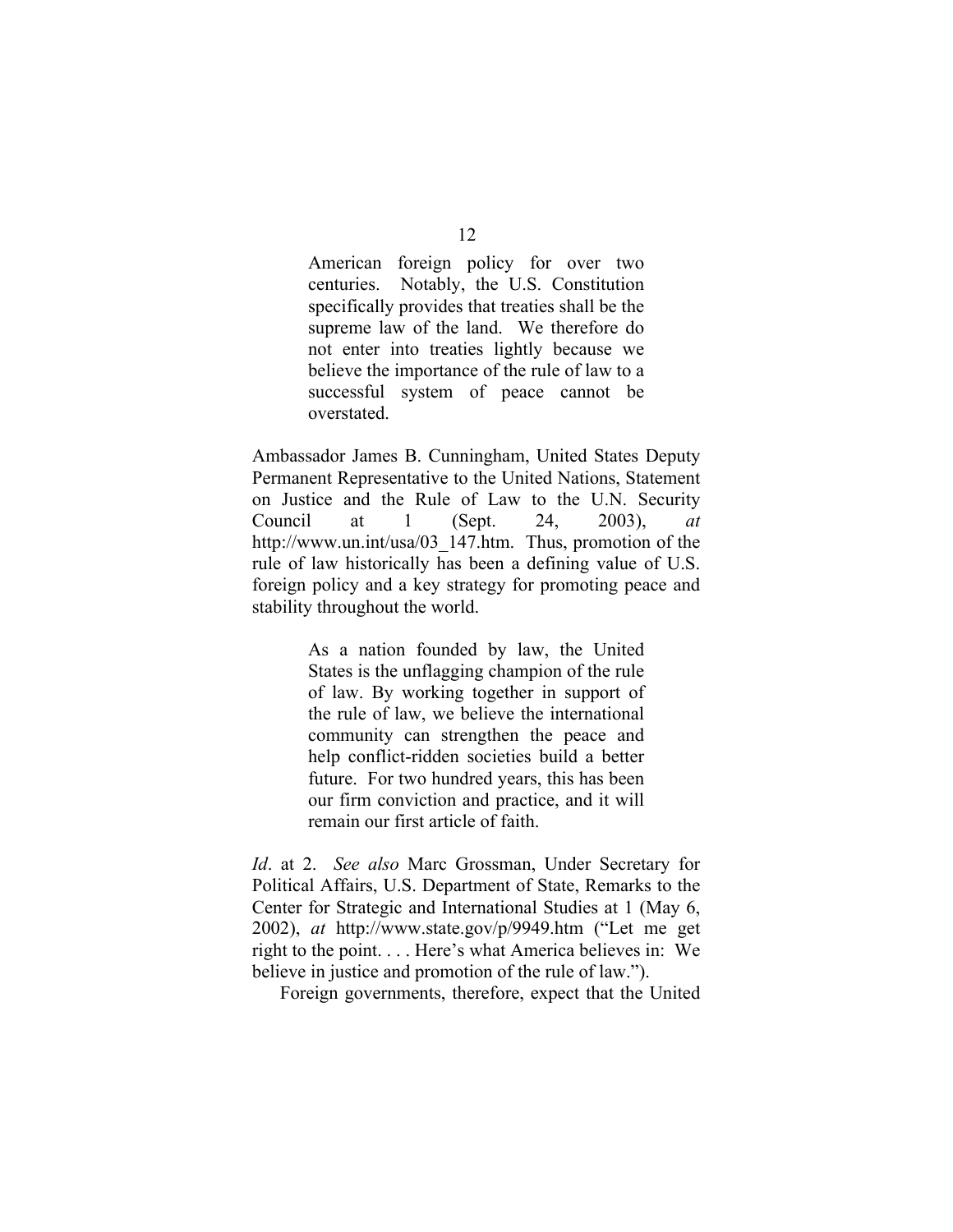> American foreign policy for over two centuries. Notably, the U.S. Constitution specifically provides that treaties shall be the supreme law of the land. We therefore do not enter into treaties lightly because we believe the importance of the rule of law to a successful system of peace cannot be overstated.

Ambassador James B. Cunningham, United States Deputy Permanent Representative to the United Nations, Statement on Justice and the Rule of Law to the U.N. Security Council at 1 (Sept. 24, 2003), *at* http://www.un.int/usa/03_147.htm. Thus, promotion of the rule of law historically has been a defining value of U.S. foreign policy and a key strategy for promoting peace and stability throughout the world.

> As a nation founded by law, the United States is the unflagging champion of the rule of law. By working together in support of the rule of law, we believe the international community can strengthen the peace and help conflict-ridden societies build a better future. For two hundred years, this has been our firm conviction and practice, and it will remain our first article of faith.

*Id*. at 2. *See also* Marc Grossman, Under Secretary for Political Affairs, U.S. Department of State, Remarks to the Center for Strategic and International Studies at 1 (May 6, 2002), *at* http://www.state.gov/p/9949.htm ("Let me get right to the point. . . . Here's what America believes in: We believe in justice and promotion of the rule of law.").

Foreign governments, therefore, expect that the United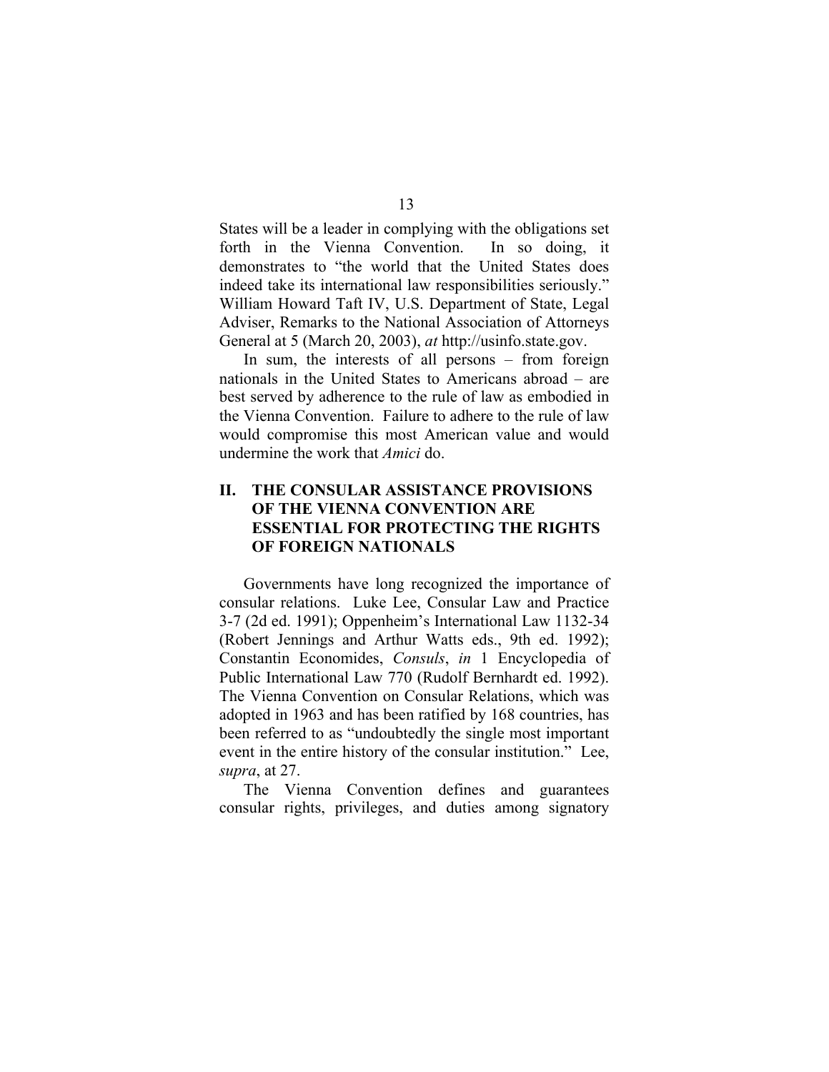States will be a leader in complying with the obligations set forth in the Vienna Convention. In so doing, it demonstrates to "the world that the United States does indeed take its international law responsibilities seriously." William Howard Taft IV, U.S. Department of State, Legal Adviser, Remarks to the National Association of Attorneys General at 5 (March 20, 2003), *at* http://usinfo.state.gov.

In sum, the interests of all persons – from foreign nationals in the United States to Americans abroad – are best served by adherence to the rule of law as embodied in the Vienna Convention. Failure to adhere to the rule of law would compromise this most American value and would undermine the work that *Amici* do.

## II. THE CONSULAR ASSISTANCE PROVISIONS OF THE VIENNA CONVENTION ARE ESSENTIAL FOR PROTECTING THE RIGHTS OF FOREIGN NATIONALS

Governments have long recognized the importance of consular relations. Luke Lee, Consular Law and Practice 3-7 (2d ed. 1991); Oppenheim's International Law 1132-34 (Robert Jennings and Arthur Watts eds., 9th ed. 1992); Constantin Economides, *Consuls*, *in* 1 Encyclopedia of Public International Law 770 (Rudolf Bernhardt ed. 1992). The Vienna Convention on Consular Relations, which was adopted in 1963 and has been ratified by 168 countries, has been referred to as "undoubtedly the single most important event in the entire history of the consular institution." Lee, *supra*, at 27.

The Vienna Convention defines and guarantees consular rights, privileges, and duties among signatory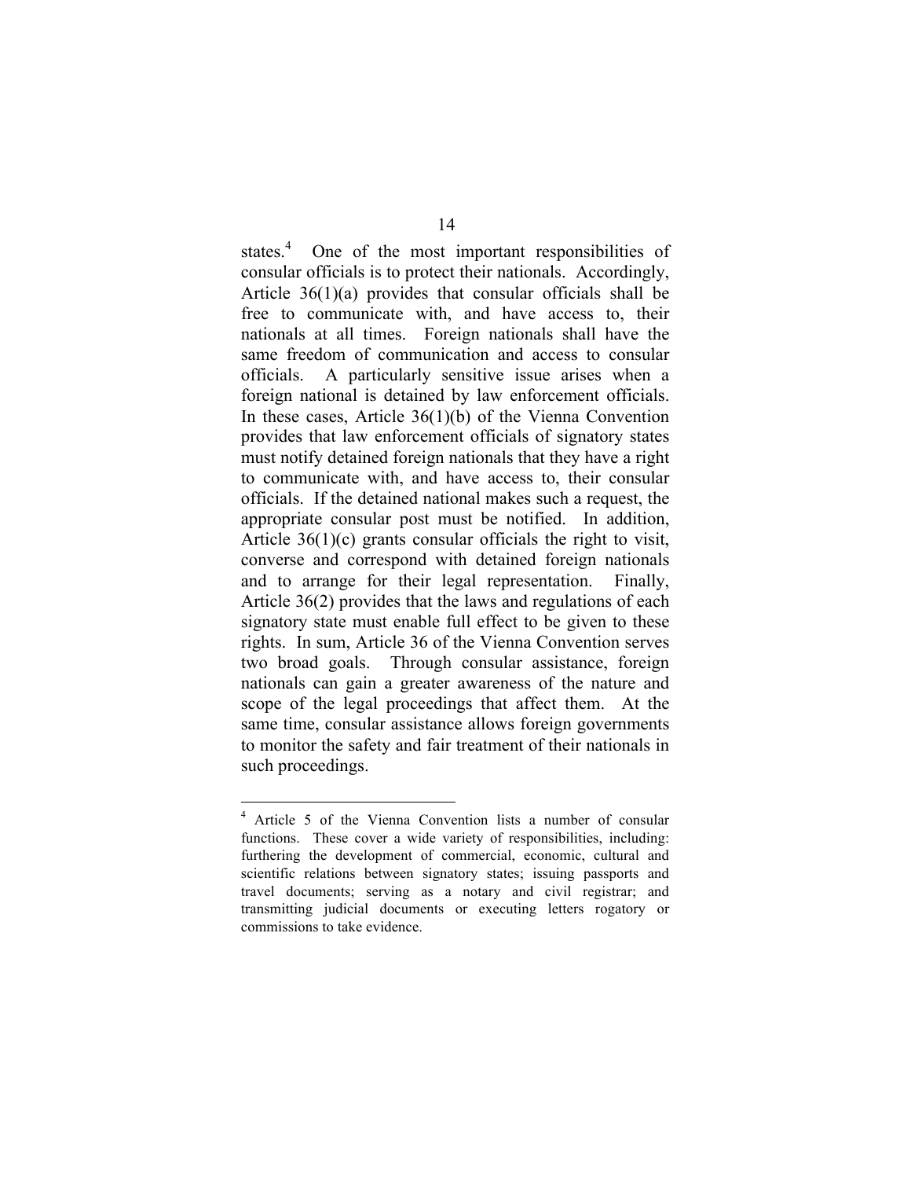states.[4] One of the most important responsibilities of consular officials is to protect their nationals. Accordingly, Article 36(1)(a) provides that consular officials shall be free to communicate with, and have access to, their nationals at all times. Foreign nationals shall have the same freedom of communication and access to consular officials. A particularly sensitive issue arises when a foreign national is detained by law enforcement officials. In these cases, Article 36(1)(b) of the Vienna Convention provides that law enforcement officials of signatory states must notify detained foreign nationals that they have a right to communicate with, and have access to, their consular officials. If the detained national makes such a request, the appropriate consular post must be notified. In addition, Article 36(1)(c) grants consular officials the right to visit, converse and correspond with detained foreign nationals and to arrange for their legal representation. Finally, Article 36(2) provides that the laws and regulations of each signatory state must enable full effect to be given to these rights. In sum, Article 36 of the Vienna Convention serves two broad goals. Through consular assistance, foreign nationals can gain a greater awareness of the nature and scope of the legal proceedings that affect them. At the same time, consular assistance allows foreign governments to monitor the safety and fair treatment of their nationals in such proceedings.

---

[4] Article 5 of the Vienna Convention lists a number of consular functions. These cover a wide variety of responsibilities, including: furthering the development of commercial, economic, cultural and scientific relations between signatory states; issuing passports and travel documents; serving as a notary and civil registrar; and transmitting judicial documents or executing letters rogatory or commissions to take evidence.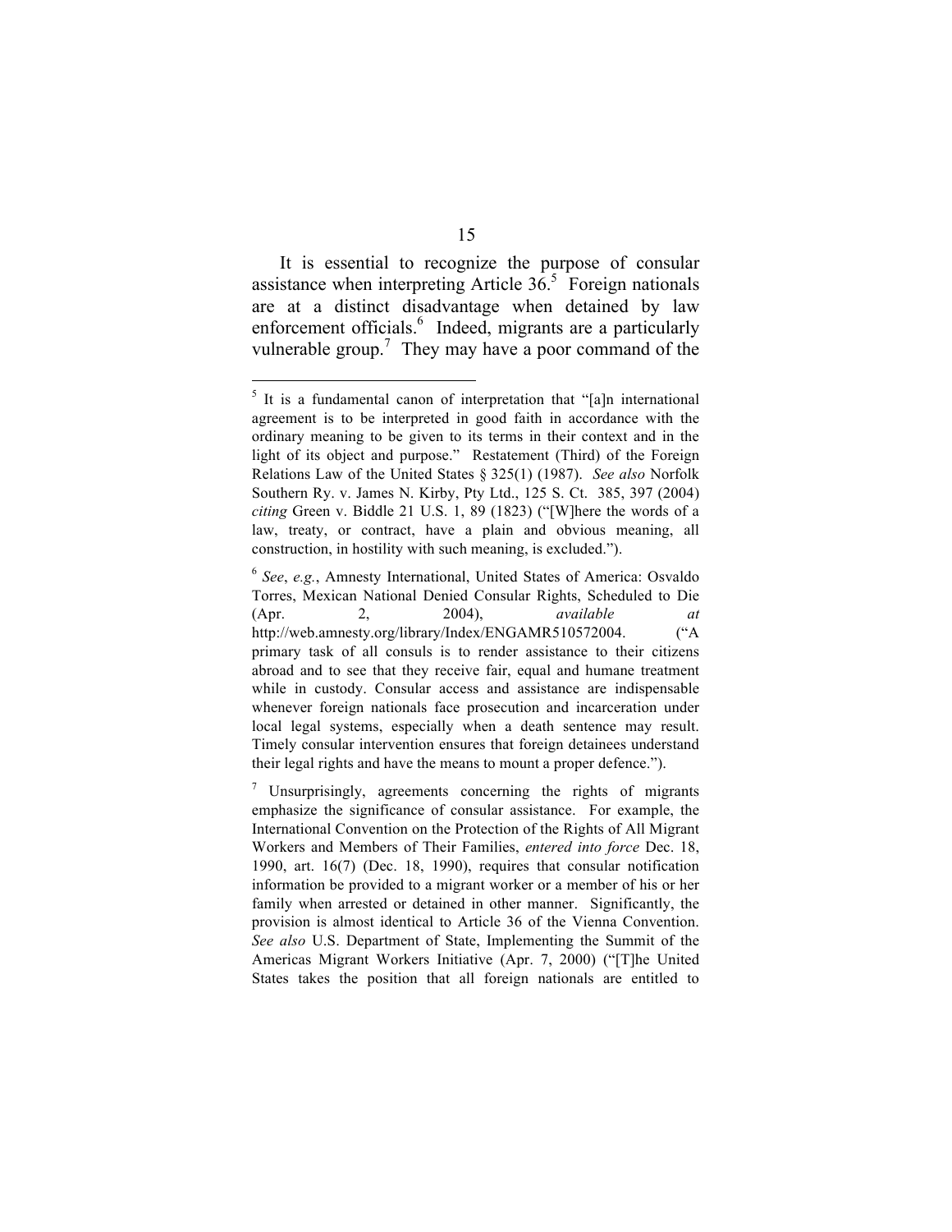It is essential to recognize the purpose of consular assistance when interpreting Article 36.[5] Foreign nationals are at a distinct disadvantage when detained by law enforcement officials.[6] Indeed, migrants are a particularly vulnerable group.[7] They may have a poor command of the

---

[5] It is a fundamental canon of interpretation that "[a]n international agreement is to be interpreted in good faith in accordance with the ordinary meaning to be given to its terms in their context and in the light of its object and purpose." Restatement (Third) of the Foreign Relations Law of the United States § 325(1) (1987). *See also* Norfolk Southern Ry. v. James N. Kirby, Pty Ltd., 125 S. Ct. 385, 397 (2004) *citing* Green v. Biddle 21 U.S. 1, 89 (1823) ("[W]here the words of a law, treaty, or contract, have a plain and obvious meaning, all construction, in hostility with such meaning, is excluded.").

[6] *See*, *e.g.*, Amnesty International, United States of America: Osvaldo Torres, Mexican National Denied Consular Rights, Scheduled to Die (Apr. 2, 2004), *available at* http://web.amnesty.org/library/Index/ENGAMR510572004. ("A primary task of all consuls is to render assistance to their citizens abroad and to see that they receive fair, equal and humane treatment while in custody. Consular access and assistance are indispensable whenever foreign nationals face prosecution and incarceration under local legal systems, especially when a death sentence may result. Timely consular intervention ensures that foreign detainees understand their legal rights and have the means to mount a proper defence.").

[7] Unsurprisingly, agreements concerning the rights of migrants emphasize the significance of consular assistance. For example, the International Convention on the Protection of the Rights of All Migrant Workers and Members of Their Families, *entered into force* Dec. 18, 1990, art. 16(7) (Dec. 18, 1990), requires that consular notification information be provided to a migrant worker or a member of his or her family when arrested or detained in other manner. Significantly, the provision is almost identical to Article 36 of the Vienna Convention. *See also* U.S. Department of State, Implementing the Summit of the Americas Migrant Workers Initiative (Apr. 7, 2000) ("[T]he United States takes the position that all foreign nationals are entitled to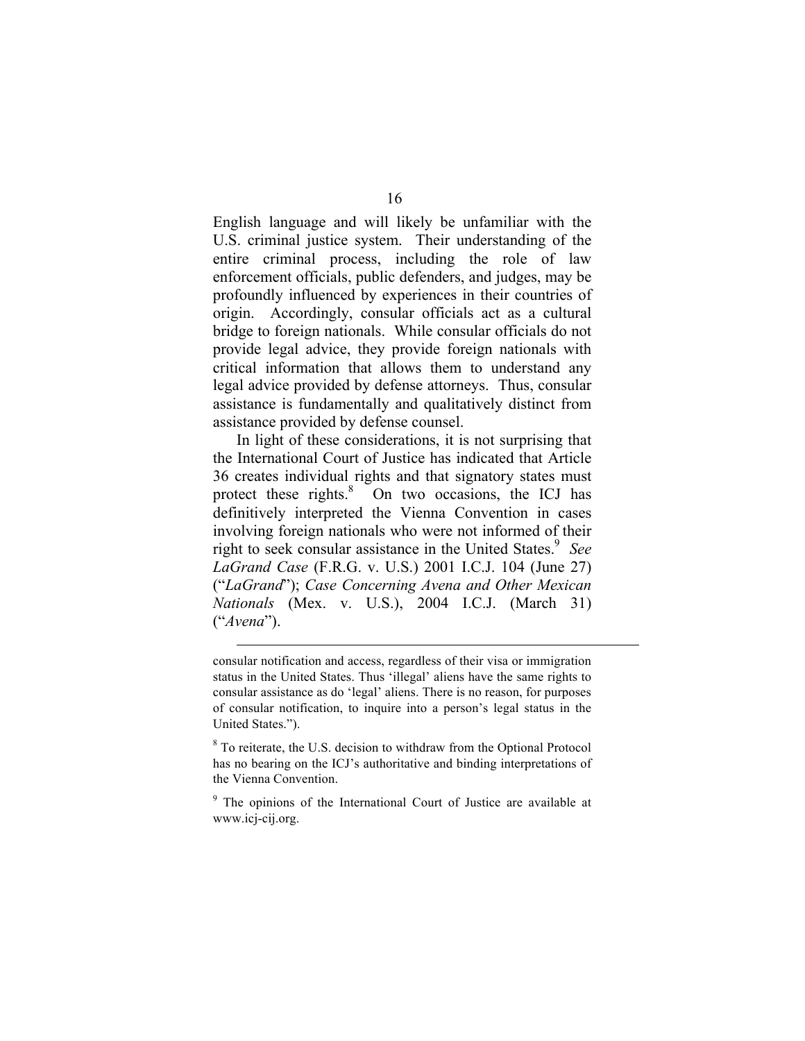English language and will likely be unfamiliar with the U.S. criminal justice system. Their understanding of the entire criminal process, including the role of law enforcement officials, public defenders, and judges, may be profoundly influenced by experiences in their countries of origin. Accordingly, consular officials act as a cultural bridge to foreign nationals. While consular officials do not provide legal advice, they provide foreign nationals with critical information that allows them to understand any legal advice provided by defense attorneys. Thus, consular assistance is fundamentally and qualitatively distinct from assistance provided by defense counsel.

In light of these considerations, it is not surprising that the International Court of Justice has indicated that Article 36 creates individual rights and that signatory states must protect these rights.[8] On two occasions, the ICJ has definitively interpreted the Vienna Convention in cases involving foreign nationals who were not informed of their right to seek consular assistance in the United States.[9] *See LaGrand Case* (F.R.G. v. U.S.) 2001 I.C.J. 104 (June 27) ("*LaGrand*"); *Case Concerning Avena and Other Mexican Nationals* (Mex. v. U.S.), 2004 I.C.J. (March 31) ("*Avena*").

---

consular notification and access, regardless of their visa or immigration status in the United States. Thus 'illegal' aliens have the same rights to consular assistance as do 'legal' aliens. There is no reason, for purposes of consular notification, to inquire into a person's legal status in the United States.").

[8] To reiterate, the U.S. decision to withdraw from the Optional Protocol has no bearing on the ICJ's authoritative and binding interpretations of the Vienna Convention.

[9] The opinions of the International Court of Justice are available at www.icj-cij.org.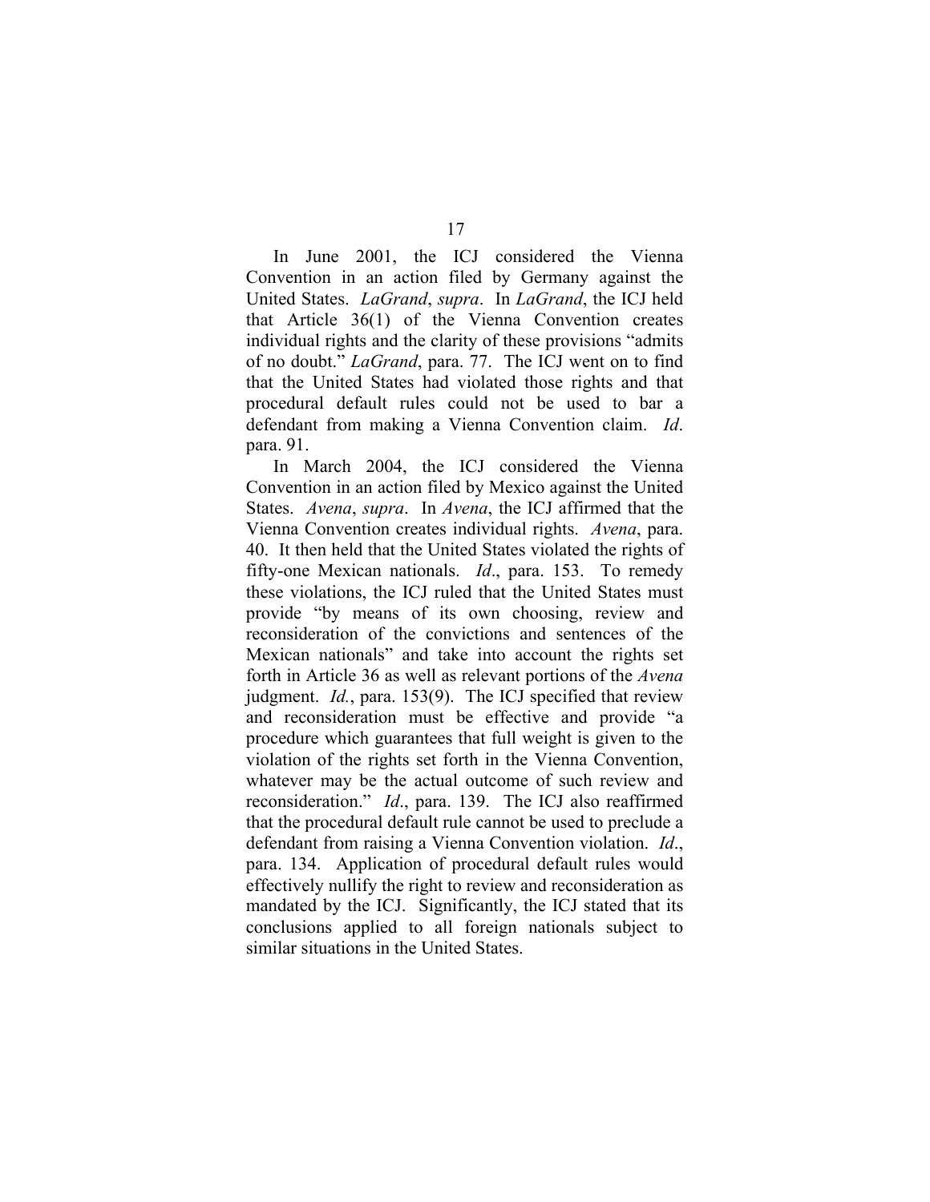In June 2001, the ICJ considered the Vienna Convention in an action filed by Germany against the United States. *LaGrand*, *supra*. In *LaGrand*, the ICJ held that Article 36(1) of the Vienna Convention creates individual rights and the clarity of these provisions "admits of no doubt." *LaGrand*, para. 77. The ICJ went on to find that the United States had violated those rights and that procedural default rules could not be used to bar a defendant from making a Vienna Convention claim. *Id*. para. 91.

In March 2004, the ICJ considered the Vienna Convention in an action filed by Mexico against the United States. *Avena*, *supra*. In *Avena*, the ICJ affirmed that the Vienna Convention creates individual rights. *Avena*, para. 40. It then held that the United States violated the rights of fifty-one Mexican nationals. *Id*., para. 153. To remedy these violations, the ICJ ruled that the United States must provide "by means of its own choosing, review and reconsideration of the convictions and sentences of the Mexican nationals" and take into account the rights set forth in Article 36 as well as relevant portions of the *Avena* judgment. *Id.*, para. 153(9). The ICJ specified that review and reconsideration must be effective and provide "a procedure which guarantees that full weight is given to the violation of the rights set forth in the Vienna Convention, whatever may be the actual outcome of such review and reconsideration." *Id*., para. 139. The ICJ also reaffirmed that the procedural default rule cannot be used to preclude a defendant from raising a Vienna Convention violation. *Id*., para. 134. Application of procedural default rules would effectively nullify the right to review and reconsideration as mandated by the ICJ. Significantly, the ICJ stated that its conclusions applied to all foreign nationals subject to similar situations in the United States.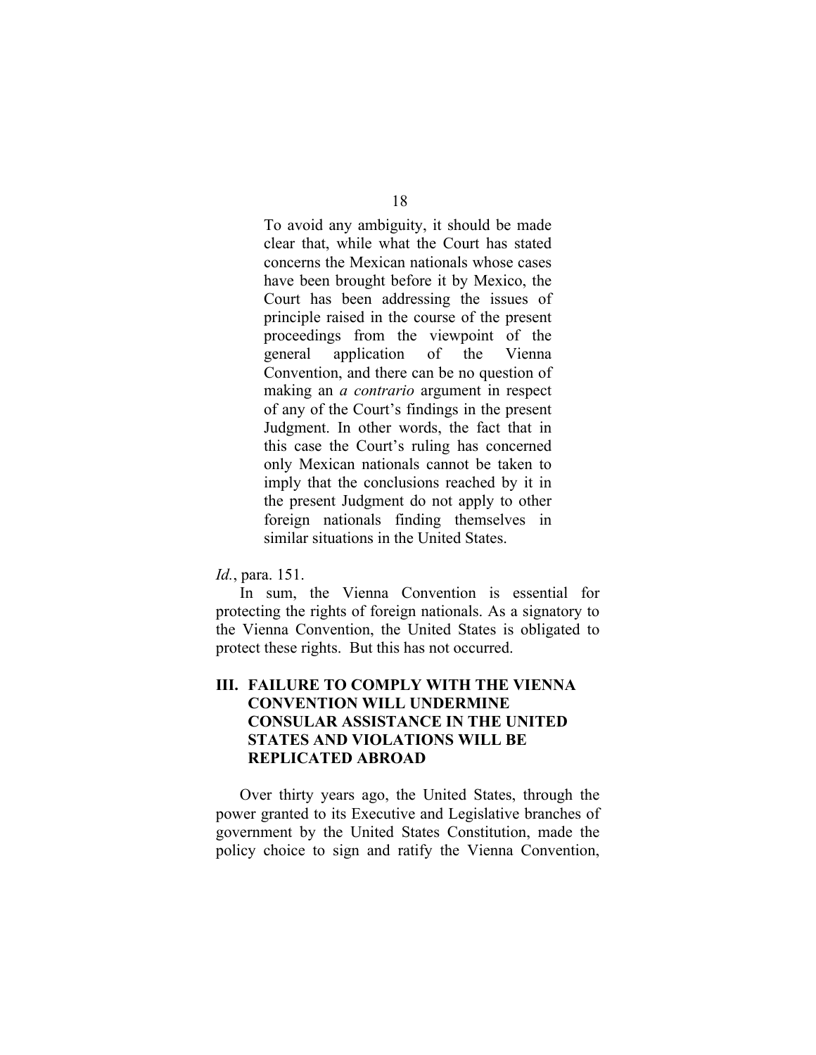> To avoid any ambiguity, it should be made clear that, while what the Court has stated concerns the Mexican nationals whose cases have been brought before it by Mexico, the Court has been addressing the issues of principle raised in the course of the present proceedings from the viewpoint of the general application of the Vienna Convention, and there can be no question of making an *a contrario* argument in respect of any of the Court's findings in the present Judgment. In other words, the fact that in this case the Court's ruling has concerned only Mexican nationals cannot be taken to imply that the conclusions reached by it in the present Judgment do not apply to other foreign nationals finding themselves in similar situations in the United States.

*Id.*, para. 151.

In sum, the Vienna Convention is essential for protecting the rights of foreign nationals. As a signatory to the Vienna Convention, the United States is obligated to protect these rights. But this has not occurred.

## III. FAILURE TO COMPLY WITH THE VIENNA CONVENTION WILL UNDERMINE CONSULAR ASSISTANCE IN THE UNITED STATES AND VIOLATIONS WILL BE REPLICATED ABROAD

Over thirty years ago, the United States, through the power granted to its Executive and Legislative branches of government by the United States Constitution, made the policy choice to sign and ratify the Vienna Convention,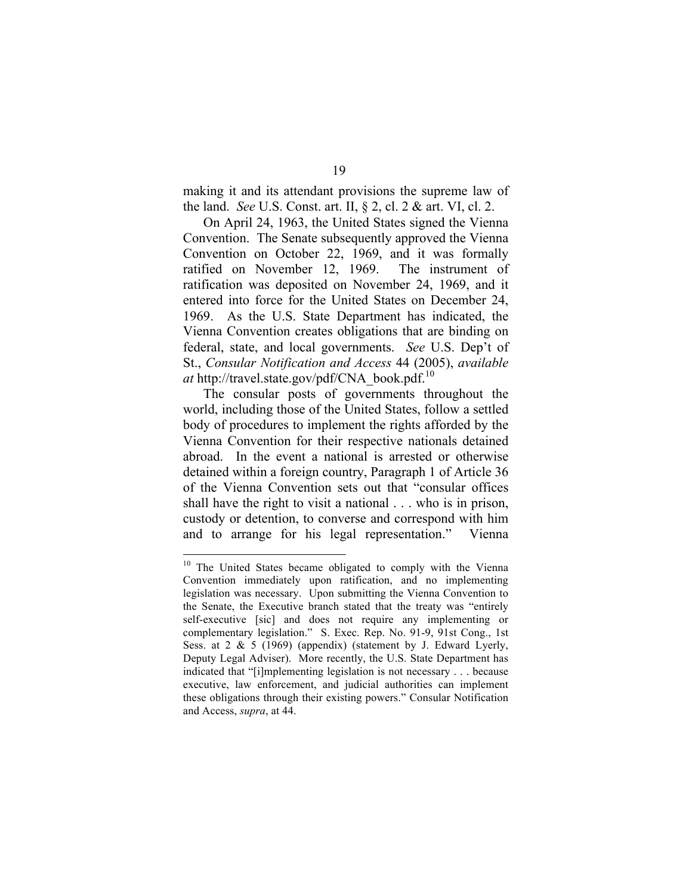making it and its attendant provisions the supreme law of the land. *See* U.S. Const. art. II, § 2, cl. 2 & art. VI, cl. 2.

On April 24, 1963, the United States signed the Vienna Convention. The Senate subsequently approved the Vienna Convention on October 22, 1969, and it was formally ratified on November 12, 1969. The instrument of ratification was deposited on November 24, 1969, and it entered into force for the United States on December 24, 1969. As the U.S. State Department has indicated, the Vienna Convention creates obligations that are binding on federal, state, and local governments. *See* U.S. Dep't of St., *Consular Notification and Access* 44 (2005), *available at* http://travel.state.gov/pdf/CNA_book.pdf.[10]

The consular posts of governments throughout the world, including those of the United States, follow a settled body of procedures to implement the rights afforded by the Vienna Convention for their respective nationals detained abroad. In the event a national is arrested or otherwise detained within a foreign country, Paragraph 1 of Article 36 of the Vienna Convention sets out that "consular offices shall have the right to visit a national . . . who is in prison, custody or detention, to converse and correspond with him and to arrange for his legal representation." Vienna

---

[10] The United States became obligated to comply with the Vienna Convention immediately upon ratification, and no implementing legislation was necessary. Upon submitting the Vienna Convention to the Senate, the Executive branch stated that the treaty was "entirely self-executive [sic] and does not require any implementing or complementary legislation." S. Exec. Rep. No. 91-9, 91st Cong., 1st Sess. at 2 & 5 (1969) (appendix) (statement by J. Edward Lyerly, Deputy Legal Adviser). More recently, the U.S. State Department has indicated that "[i]mplementing legislation is not necessary . . . because executive, law enforcement, and judicial authorities can implement these obligations through their existing powers." Consular Notification and Access, *supra*, at 44.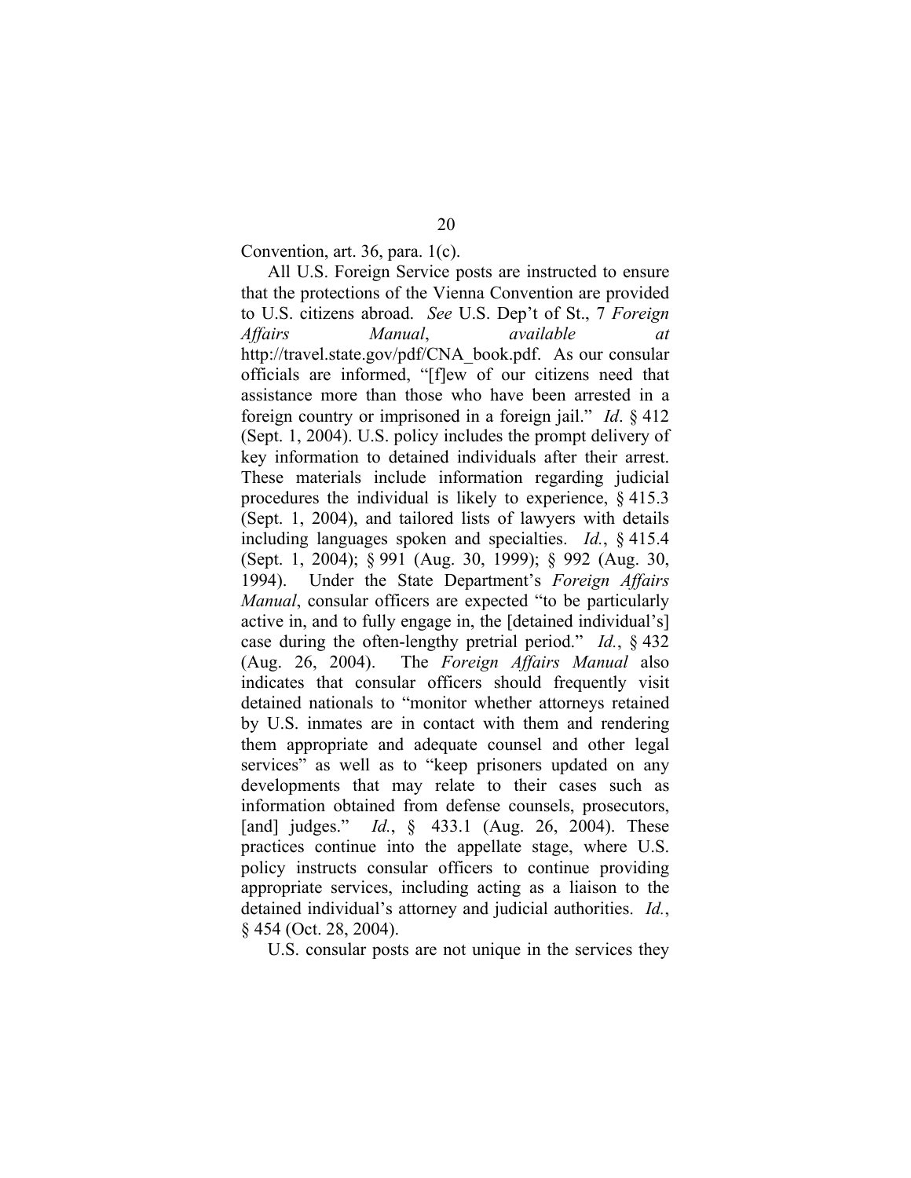Convention, art. 36, para. 1(c).

All U.S. Foreign Service posts are instructed to ensure that the protections of the Vienna Convention are provided to U.S. citizens abroad. *See* U.S. Dep't of St., 7 *Foreign Affairs Manual*, *available at* http://travel.state.gov/pdf/CNA_book.pdf. As our consular officials are informed, "[f]ew of our citizens need that assistance more than those who have been arrested in a foreign country or imprisoned in a foreign jail." *Id*. § 412 (Sept. 1, 2004). U.S. policy includes the prompt delivery of key information to detained individuals after their arrest. These materials include information regarding judicial procedures the individual is likely to experience, § 415.3 (Sept. 1, 2004), and tailored lists of lawyers with details including languages spoken and specialties. *Id.*, § 415.4 (Sept. 1, 2004); § 991 (Aug. 30, 1999); § 992 (Aug. 30, 1994). Under the State Department's *Foreign Affairs Manual*, consular officers are expected "to be particularly active in, and to fully engage in, the [detained individual's] case during the often-lengthy pretrial period." *Id.*, § 432 (Aug. 26, 2004). The *Foreign Affairs Manual* also indicates that consular officers should frequently visit detained nationals to "monitor whether attorneys retained by U.S. inmates are in contact with them and rendering them appropriate and adequate counsel and other legal services" as well as to "keep prisoners updated on any developments that may relate to their cases such as information obtained from defense counsels, prosecutors, [and] judges." *Id.*, § 433.1 (Aug. 26, 2004). These practices continue into the appellate stage, where U.S. policy instructs consular officers to continue providing appropriate services, including acting as a liaison to the detained individual's attorney and judicial authorities. *Id.*, § 454 (Oct. 28, 2004).

U.S. consular posts are not unique in the services they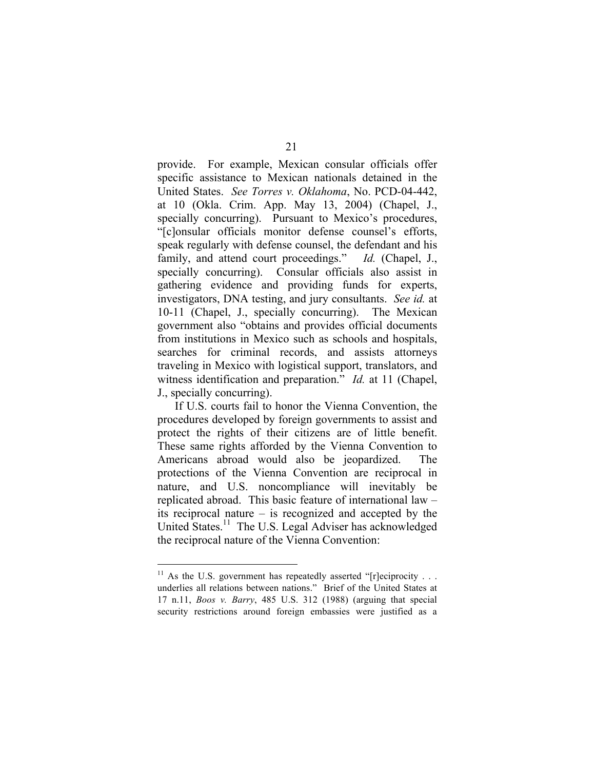provide. For example, Mexican consular officials offer specific assistance to Mexican nationals detained in the United States. *See Torres v. Oklahoma*, No. PCD-04-442, at 10 (Okla. Crim. App. May 13, 2004) (Chapel, J., specially concurring). Pursuant to Mexico's procedures, "[c]onsular officials monitor defense counsel's efforts, speak regularly with defense counsel, the defendant and his family, and attend court proceedings." *Id.* (Chapel, J., specially concurring). Consular officials also assist in gathering evidence and providing funds for experts, investigators, DNA testing, and jury consultants. *See id.* at 10-11 (Chapel, J., specially concurring). The Mexican government also "obtains and provides official documents from institutions in Mexico such as schools and hospitals, searches for criminal records, and assists attorneys traveling in Mexico with logistical support, translators, and witness identification and preparation." *Id.* at 11 (Chapel, J., specially concurring).

If U.S. courts fail to honor the Vienna Convention, the procedures developed by foreign governments to assist and protect the rights of their citizens are of little benefit. These same rights afforded by the Vienna Convention to Americans abroad would also be jeopardized. The protections of the Vienna Convention are reciprocal in nature, and U.S. noncompliance will inevitably be replicated abroad. This basic feature of international law – its reciprocal nature – is recognized and accepted by the United States.[11] The U.S. Legal Adviser has acknowledged the reciprocal nature of the Vienna Convention:

---

[11] As the U.S. government has repeatedly asserted "[r]eciprocity . . . underlies all relations between nations." Brief of the United States at 17 n.11, *Boos v. Barry*, 485 U.S. 312 (1988) (arguing that special security restrictions around foreign embassies were justified as a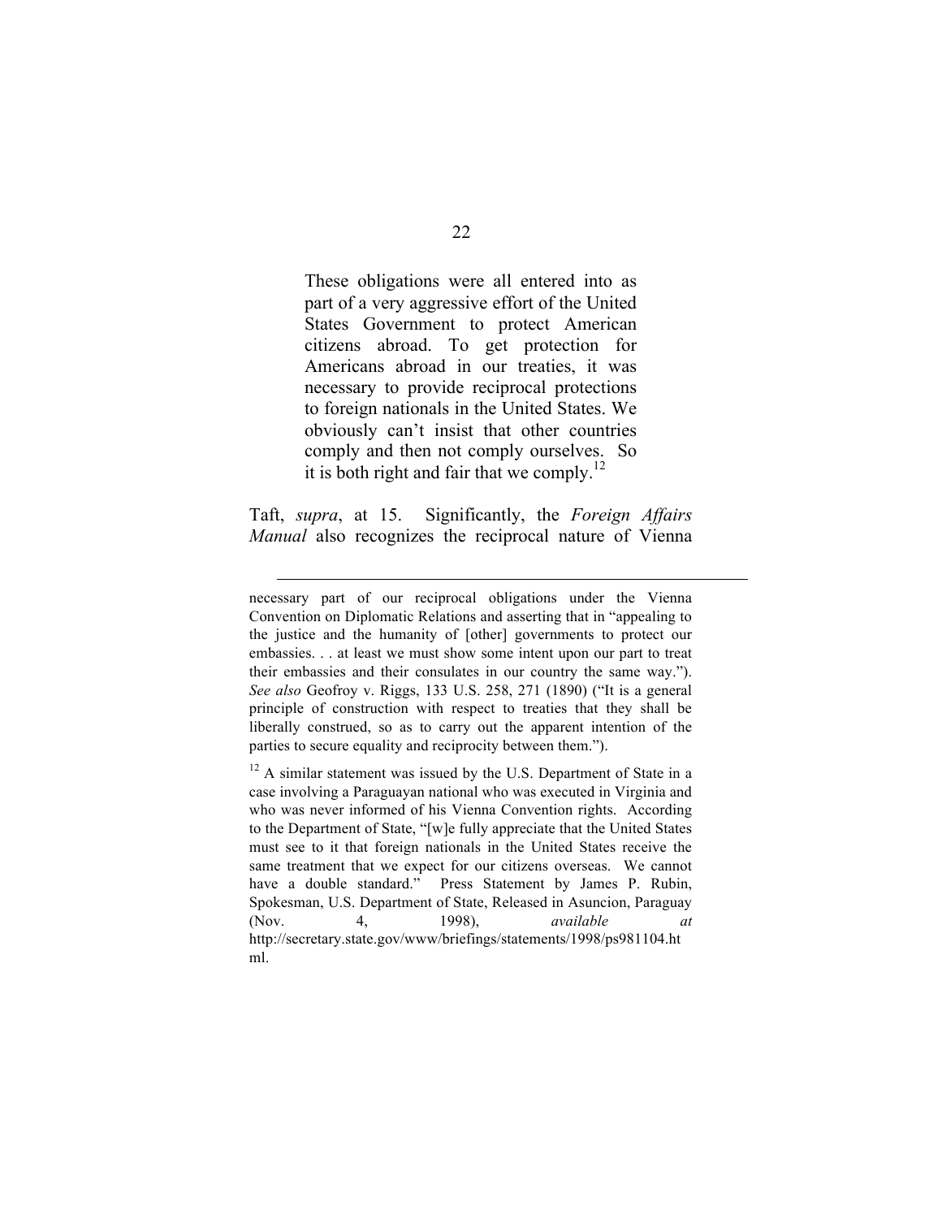> These obligations were all entered into as part of a very aggressive effort of the United States Government to protect American citizens abroad. To get protection for Americans abroad in our treaties, it was necessary to provide reciprocal protections to foreign nationals in the United States. We obviously can't insist that other countries comply and then not comply ourselves. So it is both right and fair that we comply.[12]

Taft, *supra*, at 15. Significantly, the *Foreign Affairs Manual* also recognizes the reciprocal nature of Vienna

---

necessary part of our reciprocal obligations under the Vienna Convention on Diplomatic Relations and asserting that in "appealing to the justice and the humanity of [other] governments to protect our embassies. . . at least we must show some intent upon our part to treat their embassies and their consulates in our country the same way."). *See also* Geofroy v. Riggs, 133 U.S. 258, 271 (1890) ("It is a general principle of construction with respect to treaties that they shall be liberally construed, so as to carry out the apparent intention of the parties to secure equality and reciprocity between them.").

[12] A similar statement was issued by the U.S. Department of State in a case involving a Paraguayan national who was executed in Virginia and who was never informed of his Vienna Convention rights. According to the Department of State, "[w]e fully appreciate that the United States must see to it that foreign nationals in the United States receive the same treatment that we expect for our citizens overseas. We cannot have a double standard." Press Statement by James P. Rubin, Spokesman, U.S. Department of State, Released in Asuncion, Paraguay (Nov. 4, 1998), *available at* http://secretary.state.gov/www/briefings/statements/1998/ps981104.html.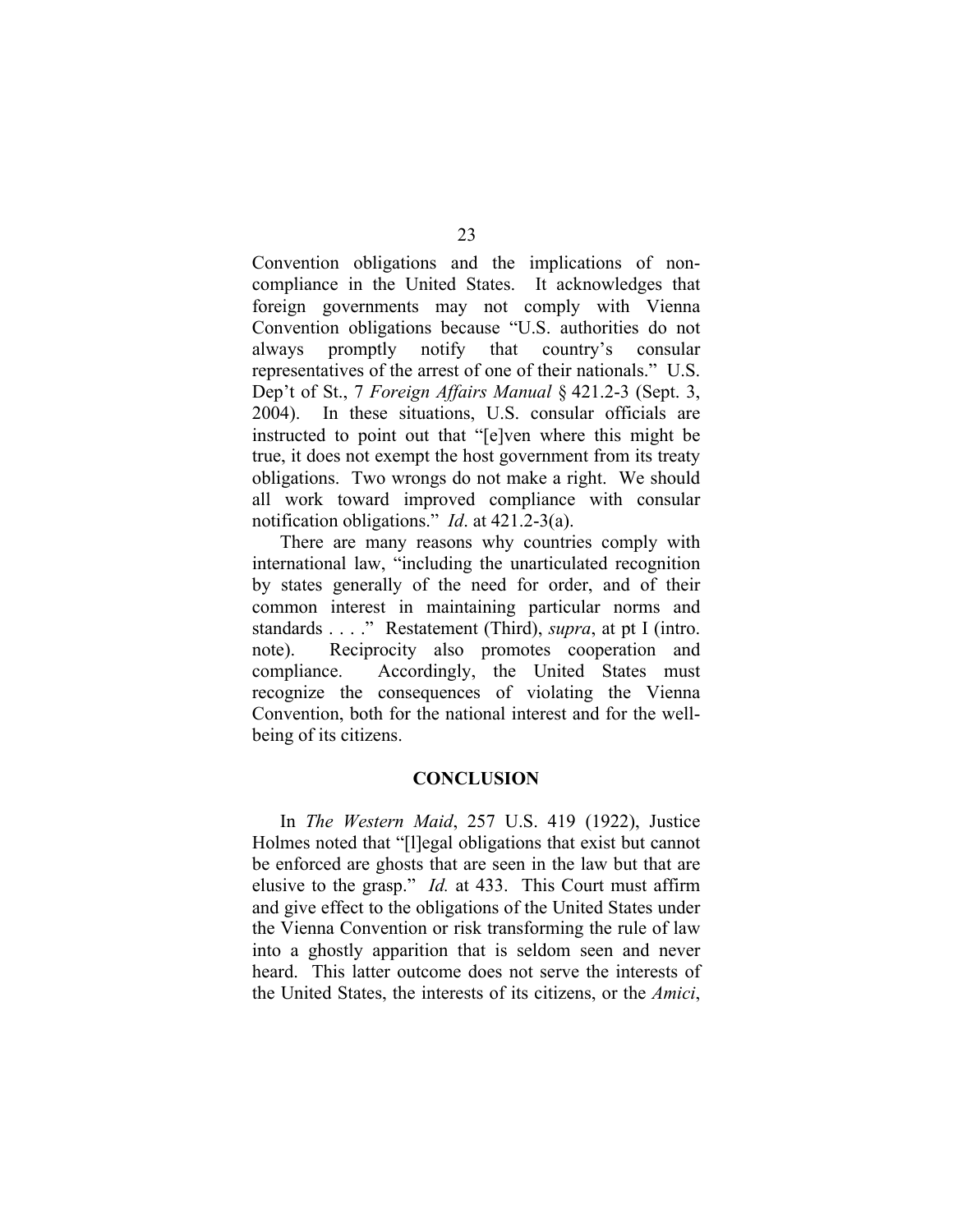Convention obligations and the implications of non-compliance in the United States. It acknowledges that foreign governments may not comply with Vienna Convention obligations because "U.S. authorities do not always promptly notify that country's consular representatives of the arrest of one of their nationals." U.S. Dep't of St., 7 *Foreign Affairs Manual* § 421.2-3 (Sept. 3, 2004). In these situations, U.S. consular officials are instructed to point out that "[e]ven where this might be true, it does not exempt the host government from its treaty obligations. Two wrongs do not make a right. We should all work toward improved compliance with consular notification obligations." *Id*. at 421.2-3(a).

There are many reasons why countries comply with international law, "including the unarticulated recognition by states generally of the need for order, and of their common interest in maintaining particular norms and standards . . . ." Restatement (Third), *supra*, at pt I (intro. note). Reciprocity also promotes cooperation and compliance. Accordingly, the United States must recognize the consequences of violating the Vienna Convention, both for the national interest and for the well-being of its citizens.

## CONCLUSION

In *The Western Maid*, 257 U.S. 419 (1922), Justice Holmes noted that "[l]egal obligations that exist but cannot be enforced are ghosts that are seen in the law but that are elusive to the grasp." *Id.* at 433. This Court must affirm and give effect to the obligations of the United States under the Vienna Convention or risk transforming the rule of law into a ghostly apparition that is seldom seen and never heard. This latter outcome does not serve the interests of the United States, the interests of its citizens, or the *Amici*,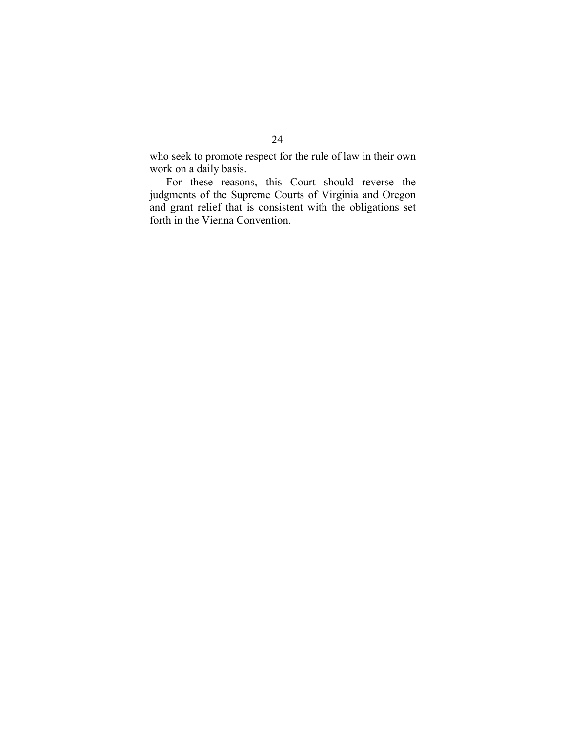who seek to promote respect for the rule of law in their own work on a daily basis.

For these reasons, this Court should reverse the judgments of the Supreme Courts of Virginia and Oregon and grant relief that is consistent with the obligations set forth in the Vienna Convention.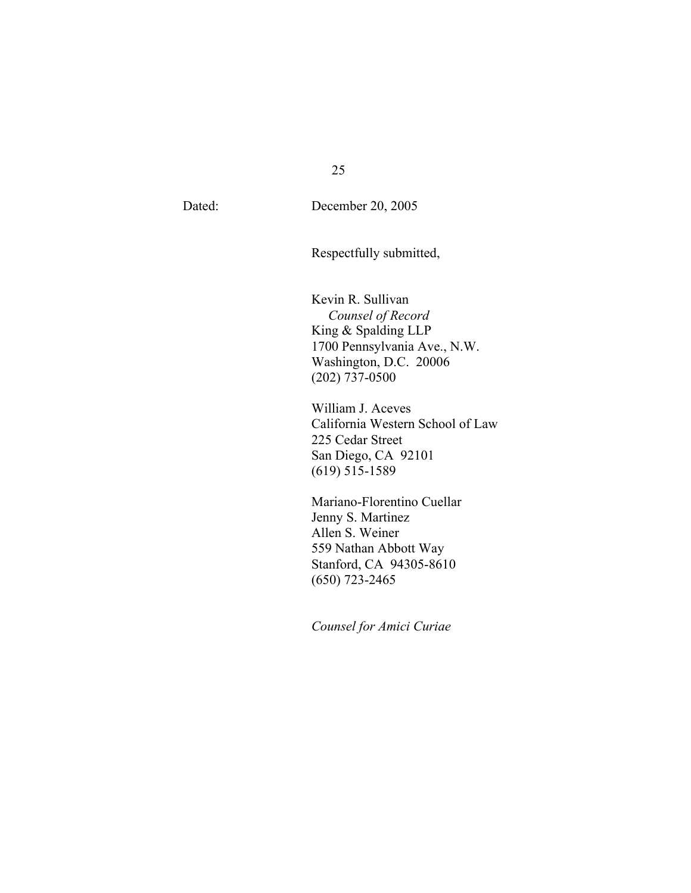Dated: December 20, 2005

Respectfully submitted,

Kevin R. Sullivan
*Counsel of Record*
King & Spalding LLP
1700 Pennsylvania Ave., N.W.
Washington, D.C. 20006
(202) 737-0500

William J. Aceves
California Western School of Law
225 Cedar Street
San Diego, CA 92101
(619) 515-1589

Mariano-Florentino Cuellar
Jenny S. Martinez
Allen S. Weiner
559 Nathan Abbott Way
Stanford, CA 94305-8610
(650) 723-2465

*Counsel for Amici Curiae*